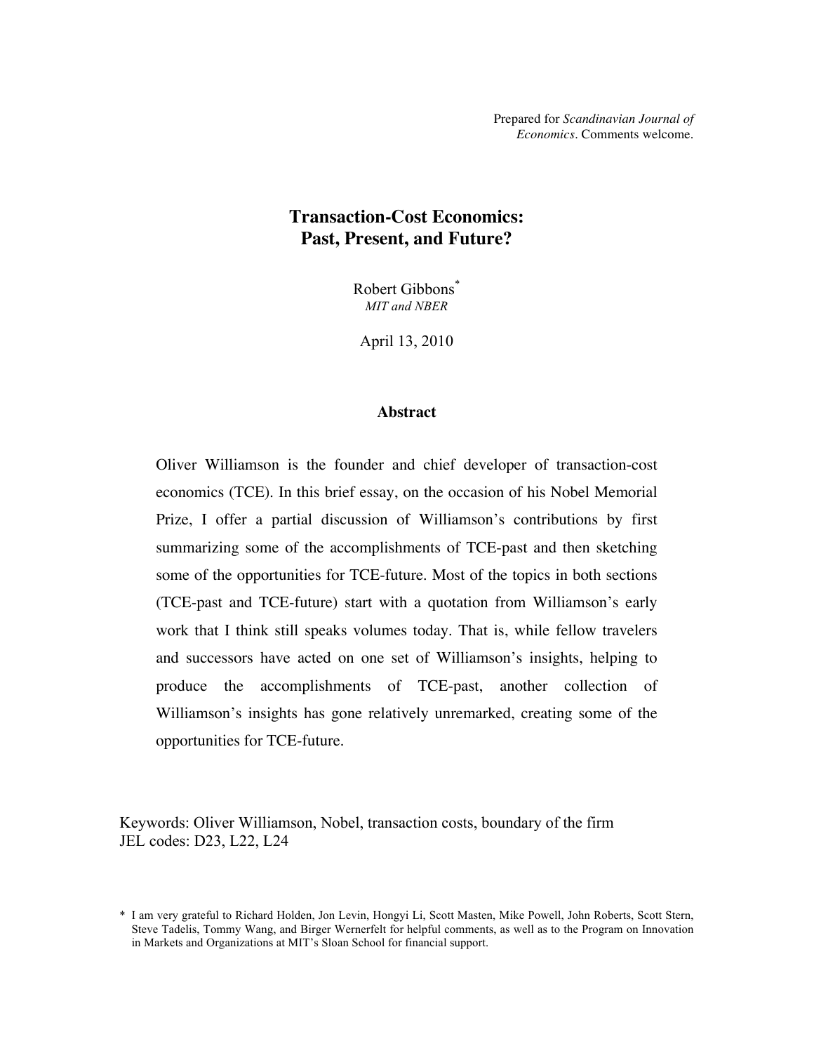Prepared for *Scandinavian Journal of Economics*. Comments welcome.

# Transaction-Cost Economics: Past, Present, and Future?

Robert Gibbons*

*MIT and NBER*

April 13, 2010

## Abstract

Oliver Williamson is the founder and chief developer of transaction-cost economics (TCE). In this brief essay, on the occasion of his Nobel Memorial Prize, I offer a partial discussion of Williamson's contributions by first summarizing some of the accomplishments of TCE-past and then sketching some of the opportunities for TCE-future. Most of the topics in both sections (TCE-past and TCE-future) start with a quotation from Williamson's early work that I think still speaks volumes today. That is, while fellow travelers and successors have acted on one set of Williamson's insights, helping to produce the accomplishments of TCE-past, another collection of Williamson's insights has gone relatively unremarked, creating some of the opportunities for TCE-future.

Keywords: Oliver Williamson, Nobel, transaction costs, boundary of the firm
JEL codes: D23, L22, L24

\* I am very grateful to Richard Holden, Jon Levin, Hongyi Li, Scott Masten, Mike Powell, John Roberts, Scott Stern, Steve Tadelis, Tommy Wang, and Birger Wernerfelt for helpful comments, as well as to the Program on Innovation in Markets and Organizations at MIT's Sloan School for financial support.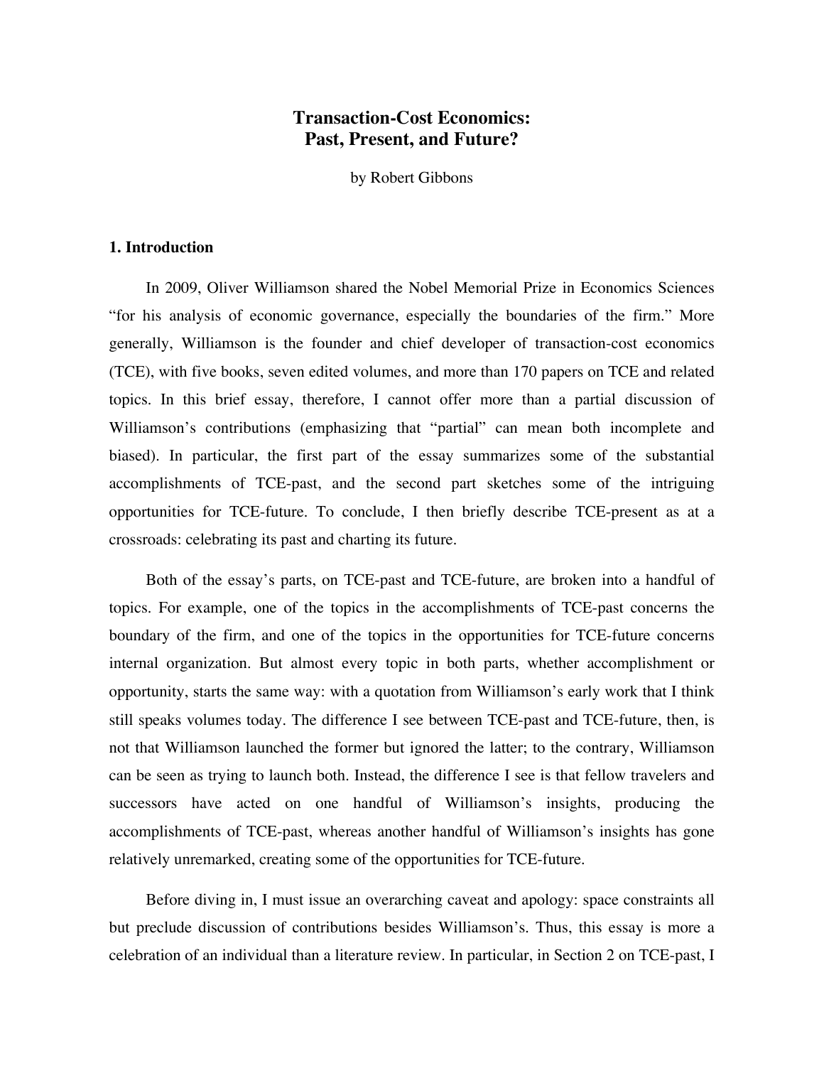# Transaction-Cost Economics: Past, Present, and Future?

by Robert Gibbons

## 1. Introduction

In 2009, Oliver Williamson shared the Nobel Memorial Prize in Economics Sciences "for his analysis of economic governance, especially the boundaries of the firm." More generally, Williamson is the founder and chief developer of transaction-cost economics (TCE), with five books, seven edited volumes, and more than 170 papers on TCE and related topics. In this brief essay, therefore, I cannot offer more than a partial discussion of Williamson's contributions (emphasizing that "partial" can mean both incomplete and biased). In particular, the first part of the essay summarizes some of the substantial accomplishments of TCE-past, and the second part sketches some of the intriguing opportunities for TCE-future. To conclude, I then briefly describe TCE-present as at a crossroads: celebrating its past and charting its future.

Both of the essay's parts, on TCE-past and TCE-future, are broken into a handful of topics. For example, one of the topics in the accomplishments of TCE-past concerns the boundary of the firm, and one of the topics in the opportunities for TCE-future concerns internal organization. But almost every topic in both parts, whether accomplishment or opportunity, starts the same way: with a quotation from Williamson's early work that I think still speaks volumes today. The difference I see between TCE-past and TCE-future, then, is not that Williamson launched the former but ignored the latter; to the contrary, Williamson can be seen as trying to launch both. Instead, the difference I see is that fellow travelers and successors have acted on one handful of Williamson's insights, producing the accomplishments of TCE-past, whereas another handful of Williamson's insights has gone relatively unremarked, creating some of the opportunities for TCE-future.

Before diving in, I must issue an overarching caveat and apology: space constraints all but preclude discussion of contributions besides Williamson's. Thus, this essay is more a celebration of an individual than a literature review. In particular, in Section 2 on TCE-past, I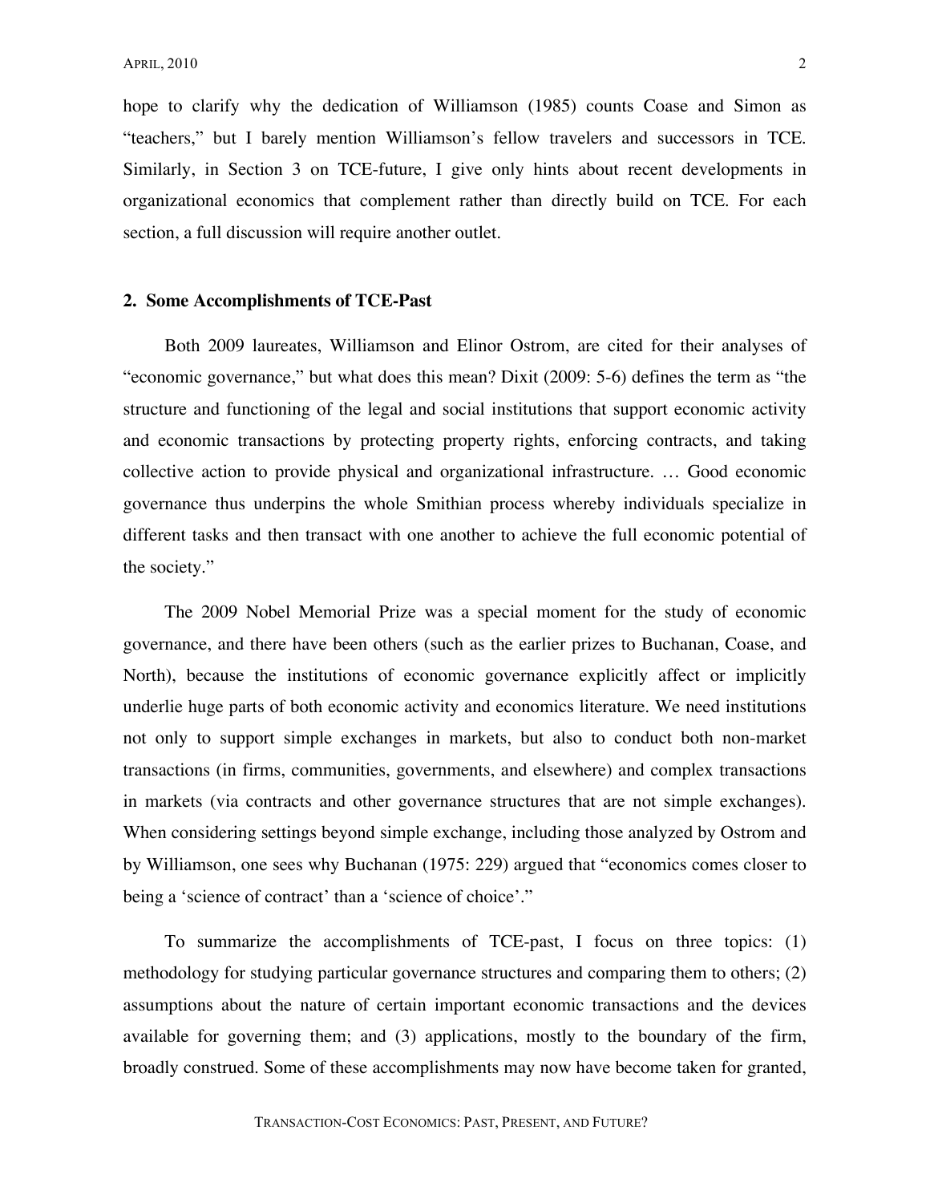hope to clarify why the dedication of Williamson (1985) counts Coase and Simon as "teachers," but I barely mention Williamson's fellow travelers and successors in TCE. Similarly, in Section 3 on TCE-future, I give only hints about recent developments in organizational economics that complement rather than directly build on TCE. For each section, a full discussion will require another outlet.

## 2. Some Accomplishments of TCE-Past

Both 2009 laureates, Williamson and Elinor Ostrom, are cited for their analyses of "economic governance," but what does this mean? Dixit (2009: 5-6) defines the term as "the structure and functioning of the legal and social institutions that support economic activity and economic transactions by protecting property rights, enforcing contracts, and taking collective action to provide physical and organizational infrastructure. … Good economic governance thus underpins the whole Smithian process whereby individuals specialize in different tasks and then transact with one another to achieve the full economic potential of the society."

The 2009 Nobel Memorial Prize was a special moment for the study of economic governance, and there have been others (such as the earlier prizes to Buchanan, Coase, and North), because the institutions of economic governance explicitly affect or implicitly underlie huge parts of both economic activity and economics literature. We need institutions not only to support simple exchanges in markets, but also to conduct both non-market transactions (in firms, communities, governments, and elsewhere) and complex transactions in markets (via contracts and other governance structures that are not simple exchanges). When considering settings beyond simple exchange, including those analyzed by Ostrom and by Williamson, one sees why Buchanan (1975: 229) argued that "economics comes closer to being a 'science of contract' than a 'science of choice'."

To summarize the accomplishments of TCE-past, I focus on three topics: (1) methodology for studying particular governance structures and comparing them to others; (2) assumptions about the nature of certain important economic transactions and the devices available for governing them; and (3) applications, mostly to the boundary of the firm, broadly construed. Some of these accomplishments may now have become taken for granted,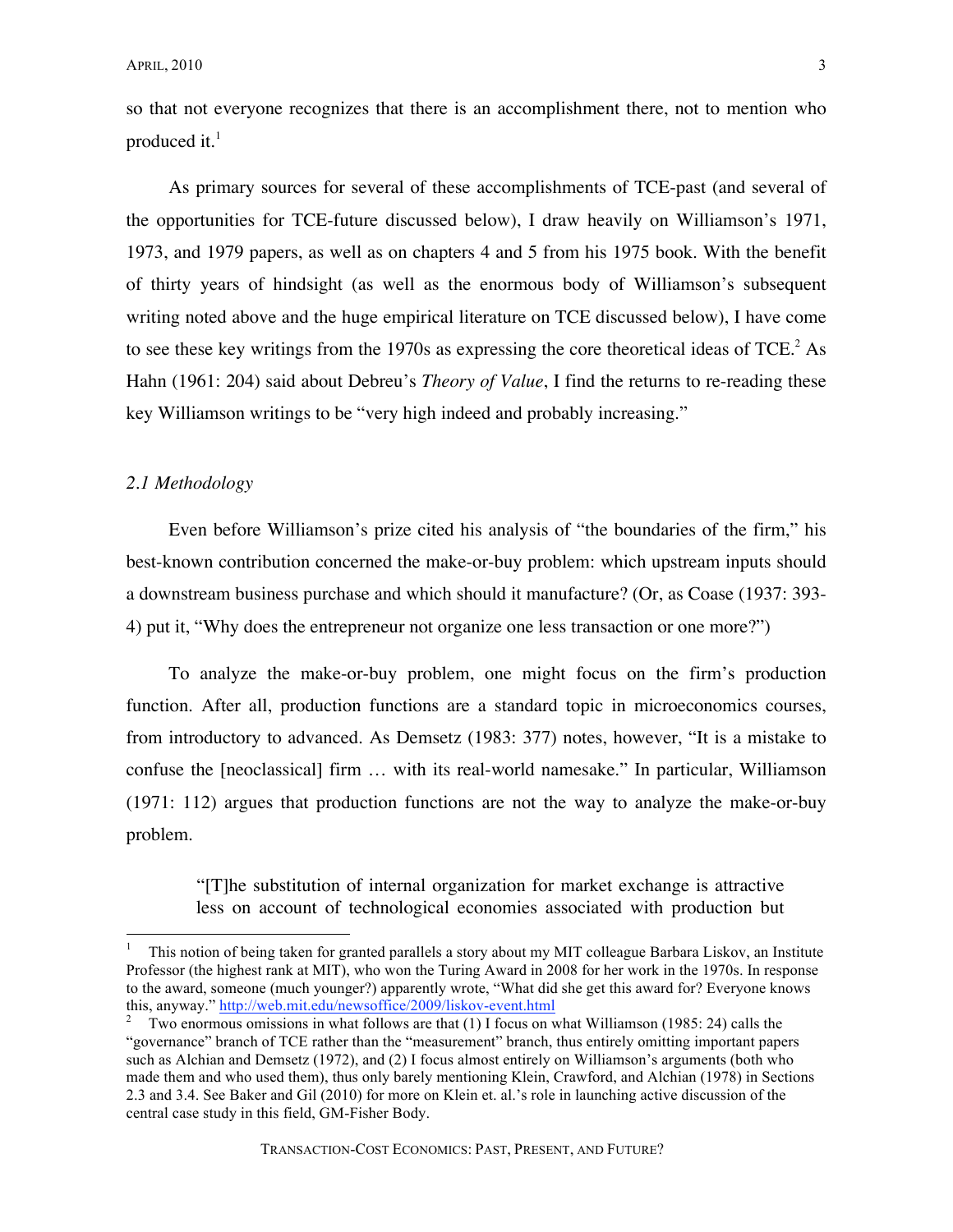so that not everyone recognizes that there is an accomplishment there, not to mention who produced it.[1]

As primary sources for several of these accomplishments of TCE-past (and several of the opportunities for TCE-future discussed below), I draw heavily on Williamson's 1971, 1973, and 1979 papers, as well as on chapters 4 and 5 from his 1975 book. With the benefit of thirty years of hindsight (as well as the enormous body of Williamson's subsequent writing noted above and the huge empirical literature on TCE discussed below), I have come to see these key writings from the 1970s as expressing the core theoretical ideas of TCE.[2] As Hahn (1961: 204) said about Debreu's *Theory of Value*, I find the returns to re-reading these key Williamson writings to be "very high indeed and probably increasing."

### *2.1 Methodology*

Even before Williamson's prize cited his analysis of "the boundaries of the firm," his best-known contribution concerned the make-or-buy problem: which upstream inputs should a downstream business purchase and which should it manufacture? (Or, as Coase (1937: 393-4) put it, "Why does the entrepreneur not organize one less transaction or one more?")

To analyze the make-or-buy problem, one might focus on the firm's production function. After all, production functions are a standard topic in microeconomics courses, from introductory to advanced. As Demsetz (1983: 377) notes, however, "It is a mistake to confuse the [neoclassical] firm … with its real-world namesake." In particular, Williamson (1971: 112) argues that production functions are not the way to analyze the make-or-buy problem.

> "[T]he substitution of internal organization for market exchange is attractive less on account of technological economies associated with production but

---

[1] This notion of being taken for granted parallels a story about my MIT colleague Barbara Liskov, an Institute Professor (the highest rank at MIT), who won the Turing Award in 2008 for her work in the 1970s. In response to the award, someone (much younger?) apparently wrote, "What did she get this award for? Everyone knows this, anyway." http://web.mit.edu/newsoffice/2009/liskov-event.html

[2] Two enormous omissions in what follows are that (1) I focus on what Williamson (1985: 24) calls the "governance" branch of TCE rather than the "measurement" branch, thus entirely omitting important papers such as Alchian and Demsetz (1972), and (2) I focus almost entirely on Williamson's arguments (both who made them and who used them), thus only barely mentioning Klein, Crawford, and Alchian (1978) in Sections 2.3 and 3.4. See Baker and Gil (2010) for more on Klein et. al.'s role in launching active discussion of the central case study in this field, GM-Fisher Body.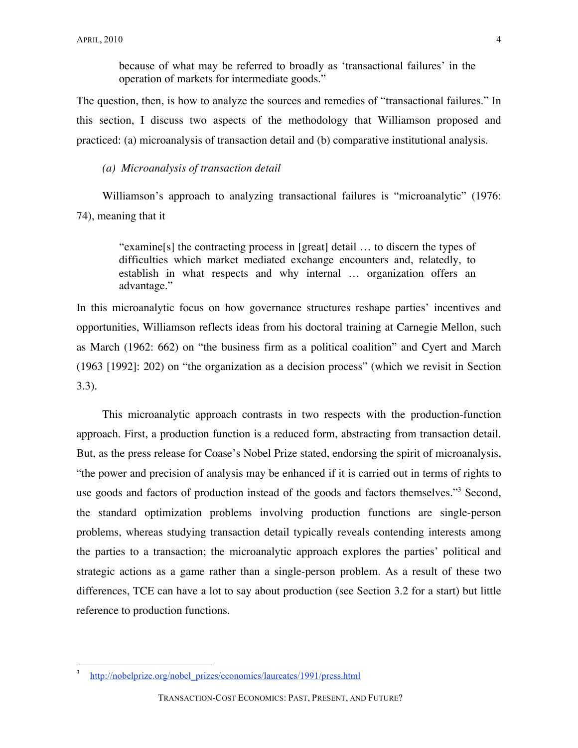> because of what may be referred to broadly as 'transactional failures' in the operation of markets for intermediate goods."

The question, then, is how to analyze the sources and remedies of "transactional failures." In this section, I discuss two aspects of the methodology that Williamson proposed and practiced: (a) microanalysis of transaction detail and (b) comparative institutional analysis.

*(a) Microanalysis of transaction detail*

Williamson's approach to analyzing transactional failures is "microanalytic" (1976: 74), meaning that it

> "examine[s] the contracting process in [great] detail … to discern the types of difficulties which market mediated exchange encounters and, relatedly, to establish in what respects and why internal … organization offers an advantage."

In this microanalytic focus on how governance structures reshape parties' incentives and opportunities, Williamson reflects ideas from his doctoral training at Carnegie Mellon, such as March (1962: 662) on "the business firm as a political coalition" and Cyert and March (1963 [1992]: 202) on "the organization as a decision process" (which we revisit in Section 3.3).

This microanalytic approach contrasts in two respects with the production-function approach. First, a production function is a reduced form, abstracting from transaction detail. But, as the press release for Coase's Nobel Prize stated, endorsing the spirit of microanalysis, "the power and precision of analysis may be enhanced if it is carried out in terms of rights to use goods and factors of production instead of the goods and factors themselves."[3] Second, the standard optimization problems involving production functions are single-person problems, whereas studying transaction detail typically reveals contending interests among the parties to a transaction; the microanalytic approach explores the parties' political and strategic actions as a game rather than a single-person problem. As a result of these two differences, TCE can have a lot to say about production (see Section 3.2 for a start) but little reference to production functions.

---

[3] http://nobelprize.org/nobel_prizes/economics/laureates/1991/press.html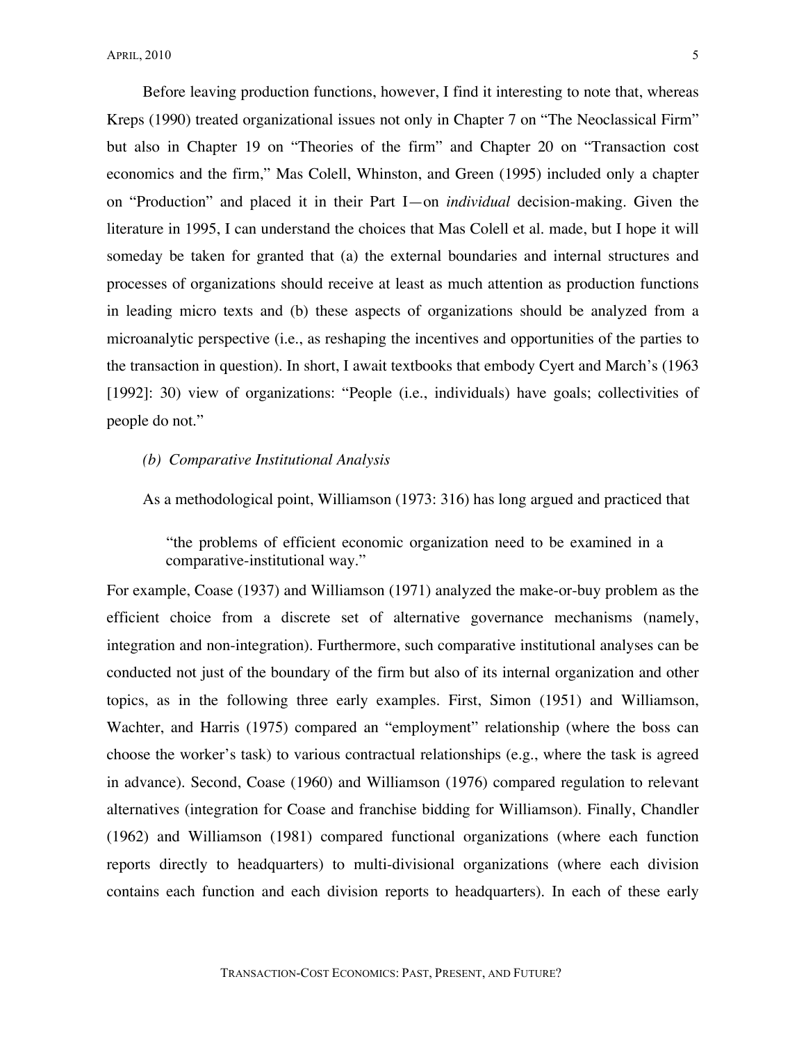Before leaving production functions, however, I find it interesting to note that, whereas Kreps (1990) treated organizational issues not only in Chapter 7 on "The Neoclassical Firm" but also in Chapter 19 on "Theories of the firm" and Chapter 20 on "Transaction cost economics and the firm," Mas Colell, Whinston, and Green (1995) included only a chapter on "Production" and placed it in their Part I—on *individual* decision-making. Given the literature in 1995, I can understand the choices that Mas Colell et al. made, but I hope it will someday be taken for granted that (a) the external boundaries and internal structures and processes of organizations should receive at least as much attention as production functions in leading micro texts and (b) these aspects of organizations should be analyzed from a microanalytic perspective (i.e., as reshaping the incentives and opportunities of the parties to the transaction in question). In short, I await textbooks that embody Cyert and March's (1963 [1992]: 30) view of organizations: "People (i.e., individuals) have goals; collectivities of people do not."

### *(b) Comparative Institutional Analysis*

As a methodological point, Williamson (1973: 316) has long argued and practiced that

> "the problems of efficient economic organization need to be examined in a comparative-institutional way."

For example, Coase (1937) and Williamson (1971) analyzed the make-or-buy problem as the efficient choice from a discrete set of alternative governance mechanisms (namely, integration and non-integration). Furthermore, such comparative institutional analyses can be conducted not just of the boundary of the firm but also of its internal organization and other topics, as in the following three early examples. First, Simon (1951) and Williamson, Wachter, and Harris (1975) compared an "employment" relationship (where the boss can choose the worker's task) to various contractual relationships (e.g., where the task is agreed in advance). Second, Coase (1960) and Williamson (1976) compared regulation to relevant alternatives (integration for Coase and franchise bidding for Williamson). Finally, Chandler (1962) and Williamson (1981) compared functional organizations (where each function reports directly to headquarters) to multi-divisional organizations (where each division contains each function and each division reports to headquarters). In each of these early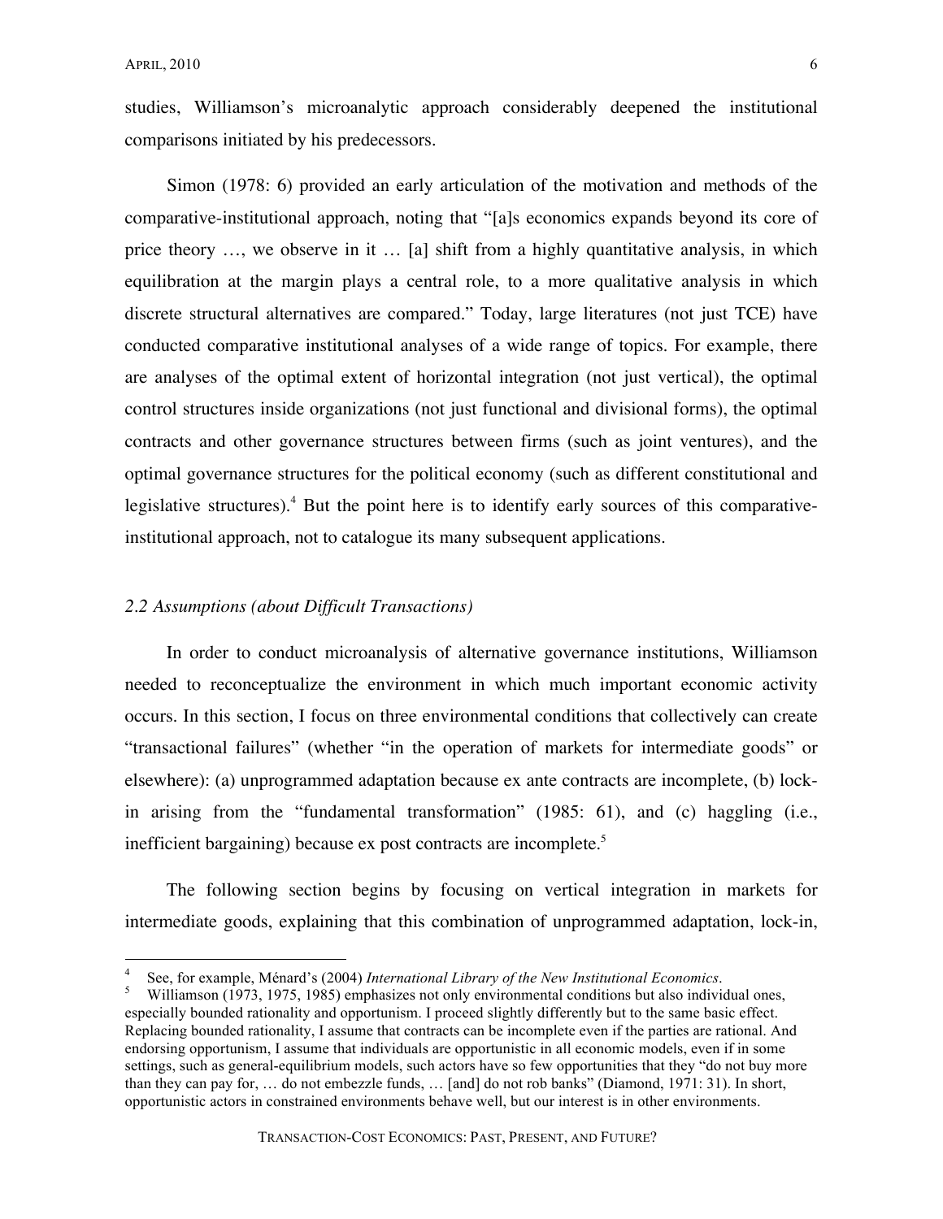studies, Williamson's microanalytic approach considerably deepened the institutional comparisons initiated by his predecessors.

Simon (1978: 6) provided an early articulation of the motivation and methods of the comparative-institutional approach, noting that "[a]s economics expands beyond its core of price theory …, we observe in it … [a] shift from a highly quantitative analysis, in which equilibration at the margin plays a central role, to a more qualitative analysis in which discrete structural alternatives are compared." Today, large literatures (not just TCE) have conducted comparative institutional analyses of a wide range of topics. For example, there are analyses of the optimal extent of horizontal integration (not just vertical), the optimal control structures inside organizations (not just functional and divisional forms), the optimal contracts and other governance structures between firms (such as joint ventures), and the optimal governance structures for the political economy (such as different constitutional and legislative structures).[4] But the point here is to identify early sources of this comparative-institutional approach, not to catalogue its many subsequent applications.

### *2.2 Assumptions (about Difficult Transactions)*

In order to conduct microanalysis of alternative governance institutions, Williamson needed to reconceptualize the environment in which much important economic activity occurs. In this section, I focus on three environmental conditions that collectively can create "transactional failures" (whether "in the operation of markets for intermediate goods" or elsewhere): (a) unprogrammed adaptation because ex ante contracts are incomplete, (b) lock-in arising from the "fundamental transformation" (1985: 61), and (c) haggling (i.e., inefficient bargaining) because ex post contracts are incomplete.[5]

The following section begins by focusing on vertical integration in markets for intermediate goods, explaining that this combination of unprogrammed adaptation, lock-in,

---

[4] See, for example, Ménard's (2004) *International Library of the New Institutional Economics*.

[5] Williamson (1973, 1975, 1985) emphasizes not only environmental conditions but also individual ones, especially bounded rationality and opportunism. I proceed slightly differently but to the same basic effect. Replacing bounded rationality, I assume that contracts can be incomplete even if the parties are rational. And endorsing opportunism, I assume that individuals are opportunistic in all economic models, even if in some settings, such as general-equilibrium models, such actors have so few opportunities that they "do not buy more than they can pay for, … do not embezzle funds, … [and] do not rob banks" (Diamond, 1971: 31). In short, opportunistic actors in constrained environments behave well, but our interest is in other environments.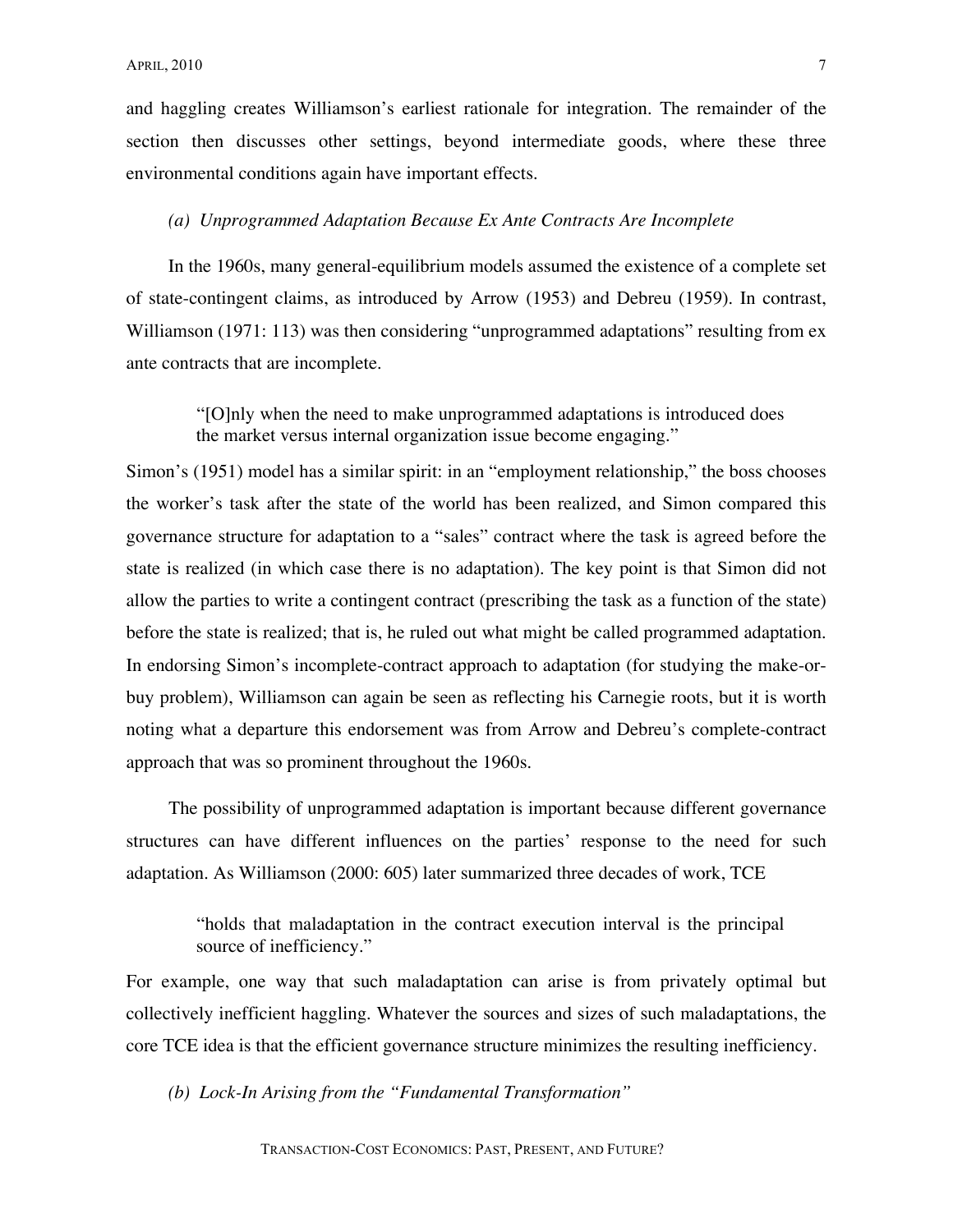and haggling creates Williamson's earliest rationale for integration. The remainder of the section then discusses other settings, beyond intermediate goods, where these three environmental conditions again have important effects.

*(a) Unprogrammed Adaptation Because Ex Ante Contracts Are Incomplete*

In the 1960s, many general-equilibrium models assumed the existence of a complete set of state-contingent claims, as introduced by Arrow (1953) and Debreu (1959). In contrast, Williamson (1971: 113) was then considering "unprogrammed adaptations" resulting from ex ante contracts that are incomplete.

> "[O]nly when the need to make unprogrammed adaptations is introduced does the market versus internal organization issue become engaging."

Simon's (1951) model has a similar spirit: in an "employment relationship," the boss chooses the worker's task after the state of the world has been realized, and Simon compared this governance structure for adaptation to a "sales" contract where the task is agreed before the state is realized (in which case there is no adaptation). The key point is that Simon did not allow the parties to write a contingent contract (prescribing the task as a function of the state) before the state is realized; that is, he ruled out what might be called programmed adaptation. In endorsing Simon's incomplete-contract approach to adaptation (for studying the make-or-buy problem), Williamson can again be seen as reflecting his Carnegie roots, but it is worth noting what a departure this endorsement was from Arrow and Debreu's complete-contract approach that was so prominent throughout the 1960s.

The possibility of unprogrammed adaptation is important because different governance structures can have different influences on the parties' response to the need for such adaptation. As Williamson (2000: 605) later summarized three decades of work, TCE

> "holds that maladaptation in the contract execution interval is the principal source of inefficiency."

For example, one way that such maladaptation can arise is from privately optimal but collectively inefficient haggling. Whatever the sources and sizes of such maladaptations, the core TCE idea is that the efficient governance structure minimizes the resulting inefficiency.

*(b) Lock-In Arising from the "Fundamental Transformation"*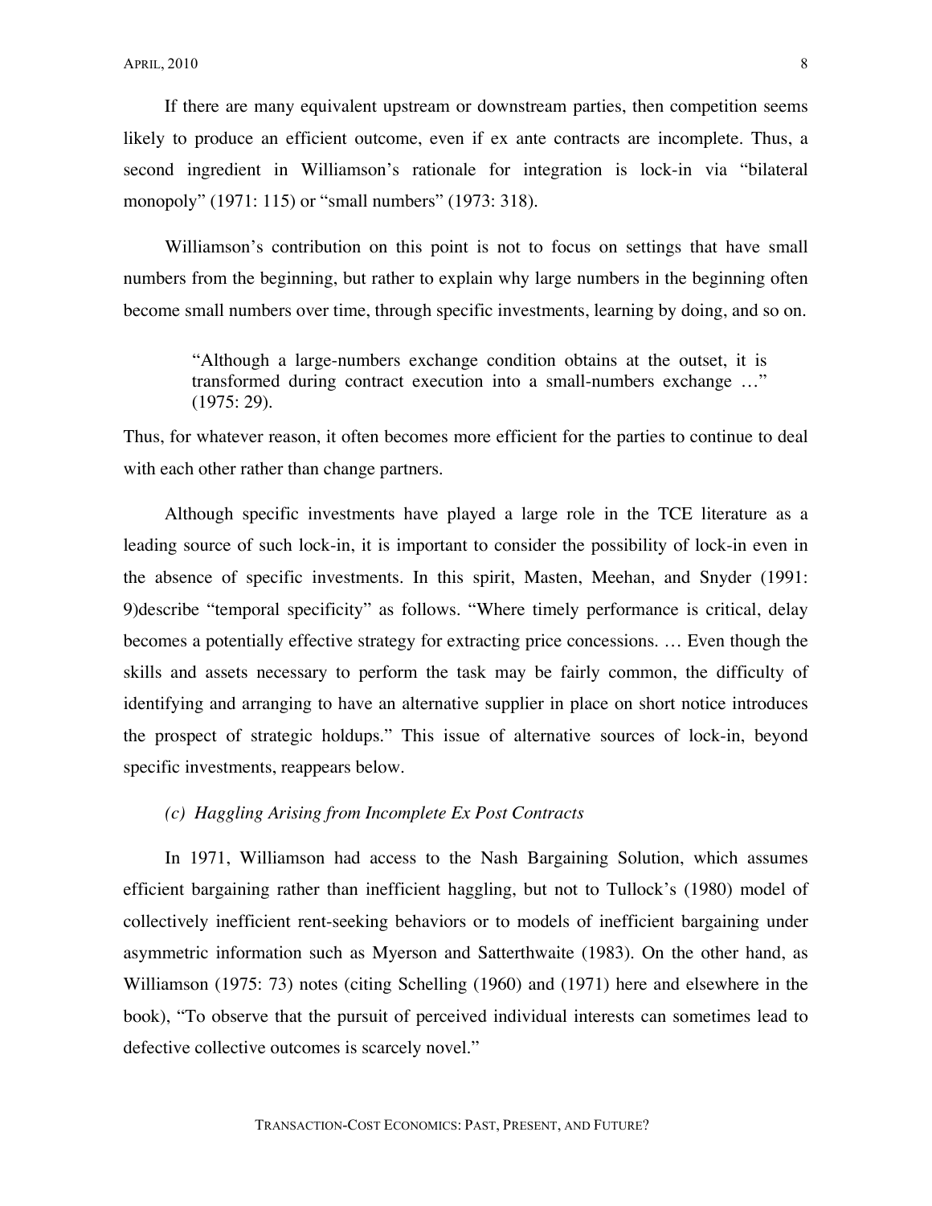If there are many equivalent upstream or downstream parties, then competition seems likely to produce an efficient outcome, even if ex ante contracts are incomplete. Thus, a second ingredient in Williamson's rationale for integration is lock-in via "bilateral monopoly" (1971: 115) or "small numbers" (1973: 318).

Williamson's contribution on this point is not to focus on settings that have small numbers from the beginning, but rather to explain why large numbers in the beginning often become small numbers over time, through specific investments, learning by doing, and so on.

> "Although a large-numbers exchange condition obtains at the outset, it is transformed during contract execution into a small-numbers exchange …" (1975: 29).

Thus, for whatever reason, it often becomes more efficient for the parties to continue to deal with each other rather than change partners.

Although specific investments have played a large role in the TCE literature as a leading source of such lock-in, it is important to consider the possibility of lock-in even in the absence of specific investments. In this spirit, Masten, Meehan, and Snyder (1991: 9)describe "temporal specificity" as follows. "Where timely performance is critical, delay becomes a potentially effective strategy for extracting price concessions. … Even though the skills and assets necessary to perform the task may be fairly common, the difficulty of identifying and arranging to have an alternative supplier in place on short notice introduces the prospect of strategic holdups." This issue of alternative sources of lock-in, beyond specific investments, reappears below.

### *(c) Haggling Arising from Incomplete Ex Post Contracts*

In 1971, Williamson had access to the Nash Bargaining Solution, which assumes efficient bargaining rather than inefficient haggling, but not to Tullock's (1980) model of collectively inefficient rent-seeking behaviors or to models of inefficient bargaining under asymmetric information such as Myerson and Satterthwaite (1983). On the other hand, as Williamson (1975: 73) notes (citing Schelling (1960) and (1971) here and elsewhere in the book), "To observe that the pursuit of perceived individual interests can sometimes lead to defective collective outcomes is scarcely novel."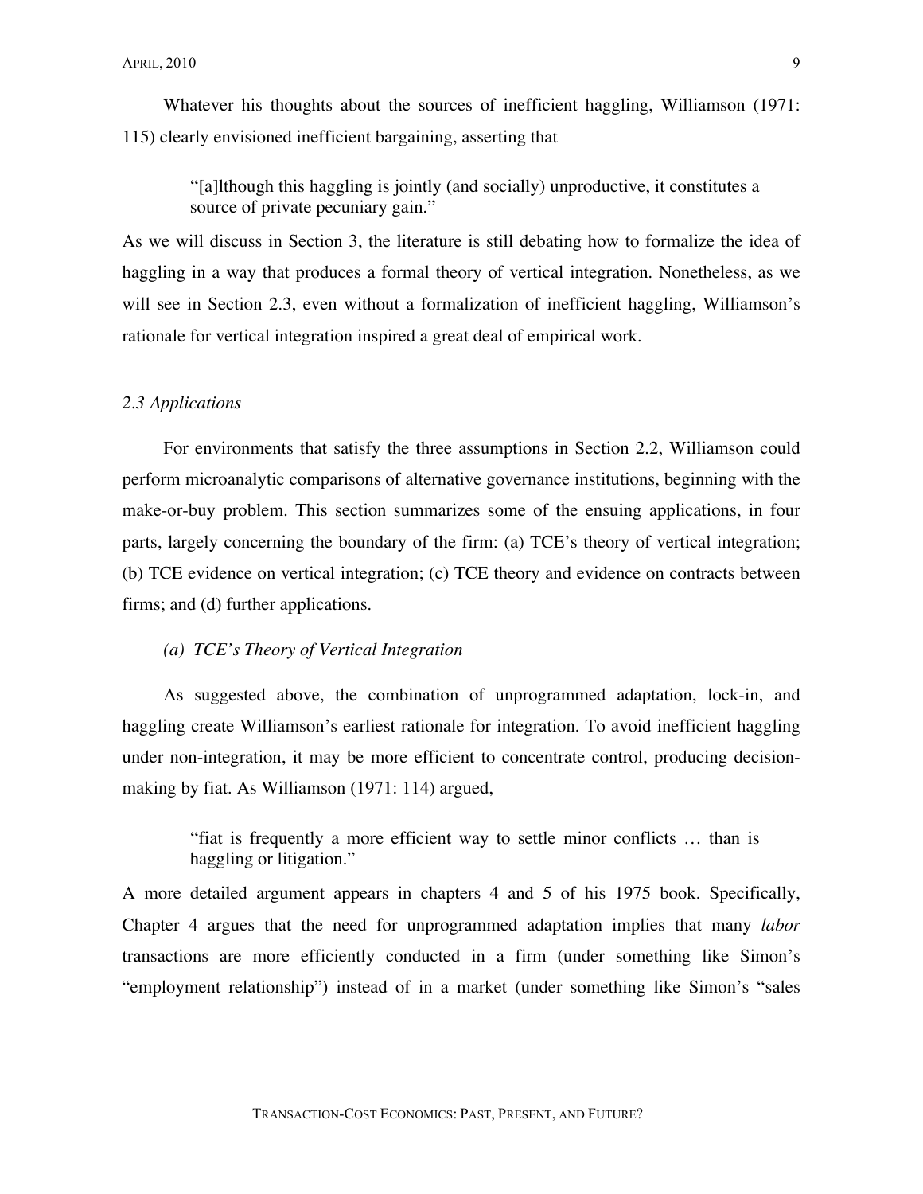Whatever his thoughts about the sources of inefficient haggling, Williamson (1971: 115) clearly envisioned inefficient bargaining, asserting that

> "[a]lthough this haggling is jointly (and socially) unproductive, it constitutes a source of private pecuniary gain."

As we will discuss in Section 3, the literature is still debating how to formalize the idea of haggling in a way that produces a formal theory of vertical integration. Nonetheless, as we will see in Section 2.3, even without a formalization of inefficient haggling, Williamson's rationale for vertical integration inspired a great deal of empirical work.

### *2.3 Applications*

For environments that satisfy the three assumptions in Section 2.2, Williamson could perform microanalytic comparisons of alternative governance institutions, beginning with the make-or-buy problem. This section summarizes some of the ensuing applications, in four parts, largely concerning the boundary of the firm: (a) TCE's theory of vertical integration; (b) TCE evidence on vertical integration; (c) TCE theory and evidence on contracts between firms; and (d) further applications.

#### *(a) TCE's Theory of Vertical Integration*

As suggested above, the combination of unprogrammed adaptation, lock-in, and haggling create Williamson's earliest rationale for integration. To avoid inefficient haggling under non-integration, it may be more efficient to concentrate control, producing decision-making by fiat. As Williamson (1971: 114) argued,

> "fiat is frequently a more efficient way to settle minor conflicts … than is haggling or litigation."

A more detailed argument appears in chapters 4 and 5 of his 1975 book. Specifically, Chapter 4 argues that the need for unprogrammed adaptation implies that many *labor* transactions are more efficiently conducted in a firm (under something like Simon's "employment relationship") instead of in a market (under something like Simon's "sales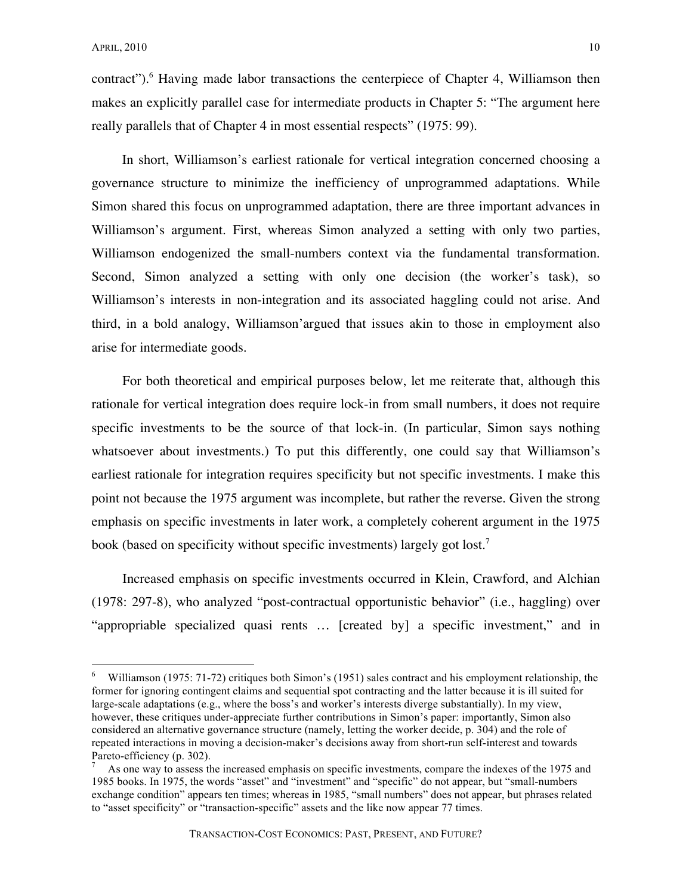contract").[6] Having made labor transactions the centerpiece of Chapter 4, Williamson then makes an explicitly parallel case for intermediate products in Chapter 5: "The argument here really parallels that of Chapter 4 in most essential respects" (1975: 99).

In short, Williamson's earliest rationale for vertical integration concerned choosing a governance structure to minimize the inefficiency of unprogrammed adaptations. While Simon shared this focus on unprogrammed adaptation, there are three important advances in Williamson's argument. First, whereas Simon analyzed a setting with only two parties, Williamson endogenized the small-numbers context via the fundamental transformation. Second, Simon analyzed a setting with only one decision (the worker's task), so Williamson's interests in non-integration and its associated haggling could not arise. And third, in a bold analogy, Williamson'argued that issues akin to those in employment also arise for intermediate goods.

For both theoretical and empirical purposes below, let me reiterate that, although this rationale for vertical integration does require lock-in from small numbers, it does not require specific investments to be the source of that lock-in. (In particular, Simon says nothing whatsoever about investments.) To put this differently, one could say that Williamson's earliest rationale for integration requires specificity but not specific investments. I make this point not because the 1975 argument was incomplete, but rather the reverse. Given the strong emphasis on specific investments in later work, a completely coherent argument in the 1975 book (based on specificity without specific investments) largely got lost.[7]

Increased emphasis on specific investments occurred in Klein, Crawford, and Alchian (1978: 297-8), who analyzed "post-contractual opportunistic behavior" (i.e., haggling) over "appropriable specialized quasi rents … [created by] a specific investment," and in

---

[6] Williamson (1975: 71-72) critiques both Simon's (1951) sales contract and his employment relationship, the former for ignoring contingent claims and sequential spot contracting and the latter because it is ill suited for large-scale adaptations (e.g., where the boss's and worker's interests diverge substantially). In my view, however, these critiques under-appreciate further contributions in Simon's paper: importantly, Simon also considered an alternative governance structure (namely, letting the worker decide, p. 304) and the role of repeated interactions in moving a decision-maker's decisions away from short-run self-interest and towards Pareto-efficiency (p. 302).

[7] As one way to assess the increased emphasis on specific investments, compare the indexes of the 1975 and 1985 books. In 1975, the words "asset" and "investment" and "specific" do not appear, but "small-numbers exchange condition" appears ten times; whereas in 1985, "small numbers" does not appear, but phrases related to "asset specificity" or "transaction-specific" assets and the like now appear 77 times.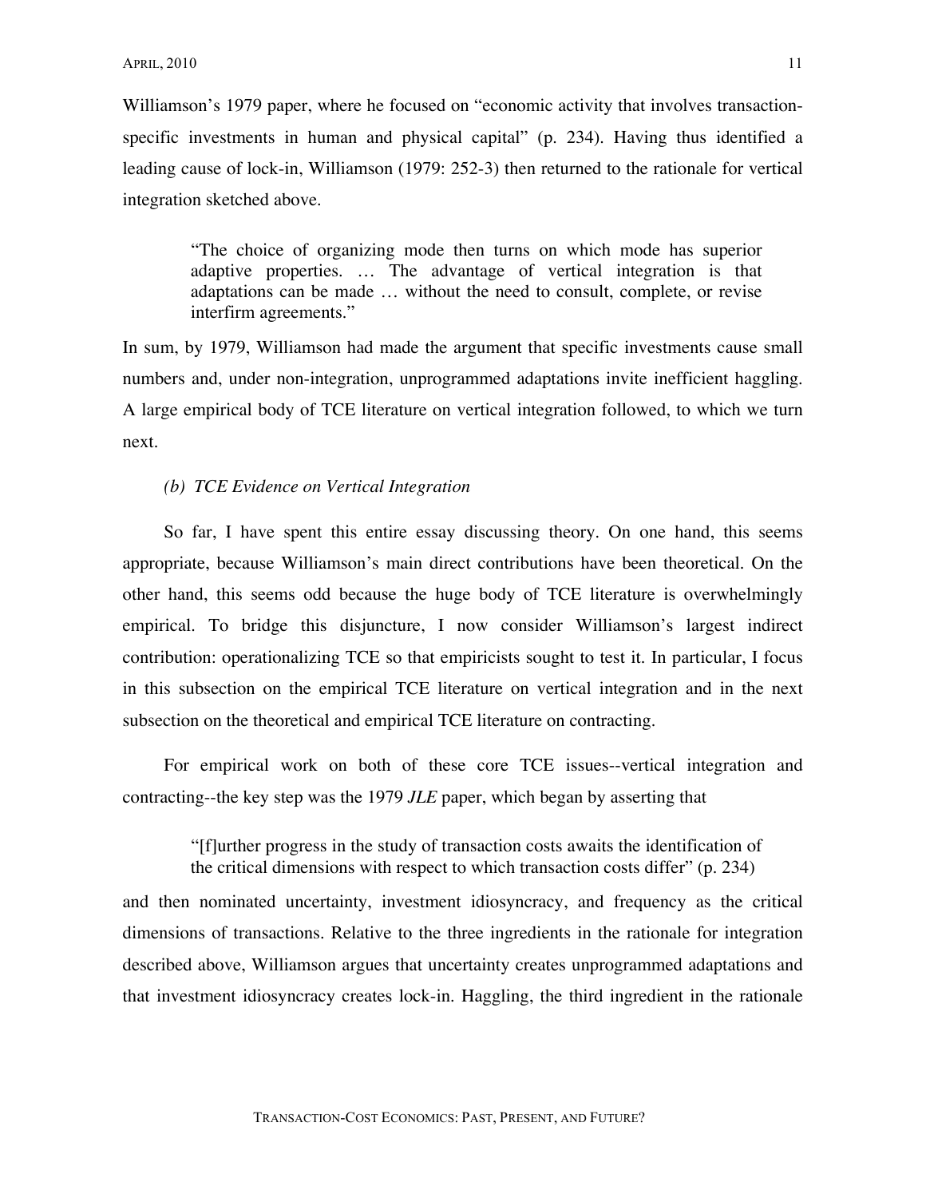Williamson's 1979 paper, where he focused on "economic activity that involves transaction-specific investments in human and physical capital" (p. 234). Having thus identified a leading cause of lock-in, Williamson (1979: 252-3) then returned to the rationale for vertical integration sketched above.

> "The choice of organizing mode then turns on which mode has superior adaptive properties. … The advantage of vertical integration is that adaptations can be made … without the need to consult, complete, or revise interfirm agreements."

In sum, by 1979, Williamson had made the argument that specific investments cause small numbers and, under non-integration, unprogrammed adaptations invite inefficient haggling. A large empirical body of TCE literature on vertical integration followed, to which we turn next.

### *(b) TCE Evidence on Vertical Integration*

So far, I have spent this entire essay discussing theory. On one hand, this seems appropriate, because Williamson's main direct contributions have been theoretical. On the other hand, this seems odd because the huge body of TCE literature is overwhelmingly empirical. To bridge this disjuncture, I now consider Williamson's largest indirect contribution: operationalizing TCE so that empiricists sought to test it. In particular, I focus in this subsection on the empirical TCE literature on vertical integration and in the next subsection on the theoretical and empirical TCE literature on contracting.

For empirical work on both of these core TCE issues--vertical integration and contracting--the key step was the 1979 *JLE* paper, which began by asserting that

> "[f]urther progress in the study of transaction costs awaits the identification of the critical dimensions with respect to which transaction costs differ" (p. 234)

and then nominated uncertainty, investment idiosyncracy, and frequency as the critical dimensions of transactions. Relative to the three ingredients in the rationale for integration described above, Williamson argues that uncertainty creates unprogrammed adaptations and that investment idiosyncracy creates lock-in. Haggling, the third ingredient in the rationale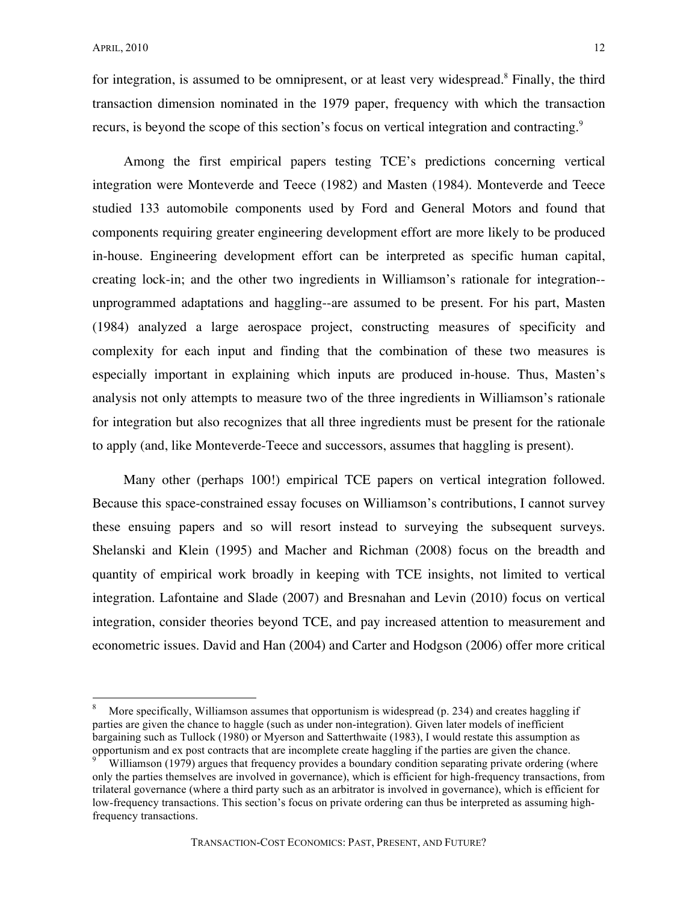for integration, is assumed to be omnipresent, or at least very widespread.[8] Finally, the third transaction dimension nominated in the 1979 paper, frequency with which the transaction recurs, is beyond the scope of this section's focus on vertical integration and contracting.[9]

Among the first empirical papers testing TCE's predictions concerning vertical integration were Monteverde and Teece (1982) and Masten (1984). Monteverde and Teece studied 133 automobile components used by Ford and General Motors and found that components requiring greater engineering development effort are more likely to be produced in-house. Engineering development effort can be interpreted as specific human capital, creating lock-in; and the other two ingredients in Williamson's rationale for integration--unprogrammed adaptations and haggling--are assumed to be present. For his part, Masten (1984) analyzed a large aerospace project, constructing measures of specificity and complexity for each input and finding that the combination of these two measures is especially important in explaining which inputs are produced in-house. Thus, Masten's analysis not only attempts to measure two of the three ingredients in Williamson's rationale for integration but also recognizes that all three ingredients must be present for the rationale to apply (and, like Monteverde-Teece and successors, assumes that haggling is present).

Many other (perhaps 100!) empirical TCE papers on vertical integration followed. Because this space-constrained essay focuses on Williamson's contributions, I cannot survey these ensuing papers and so will resort instead to surveying the subsequent surveys. Shelanski and Klein (1995) and Macher and Richman (2008) focus on the breadth and quantity of empirical work broadly in keeping with TCE insights, not limited to vertical integration. Lafontaine and Slade (2007) and Bresnahan and Levin (2010) focus on vertical integration, consider theories beyond TCE, and pay increased attention to measurement and econometric issues. David and Han (2004) and Carter and Hodgson (2006) offer more critical

[8] More specifically, Williamson assumes that opportunism is widespread (p. 234) and creates haggling if parties are given the chance to haggle (such as under non-integration). Given later models of inefficient bargaining such as Tullock (1980) or Myerson and Satterthwaite (1983), I would restate this assumption as opportunism and ex post contracts that are incomplete create haggling if the parties are given the chance.

[9] Williamson (1979) argues that frequency provides a boundary condition separating private ordering (where only the parties themselves are involved in governance), which is efficient for high-frequency transactions, from trilateral governance (where a third party such as an arbitrator is involved in governance), which is efficient for low-frequency transactions. This section's focus on private ordering can thus be interpreted as assuming high-frequency transactions.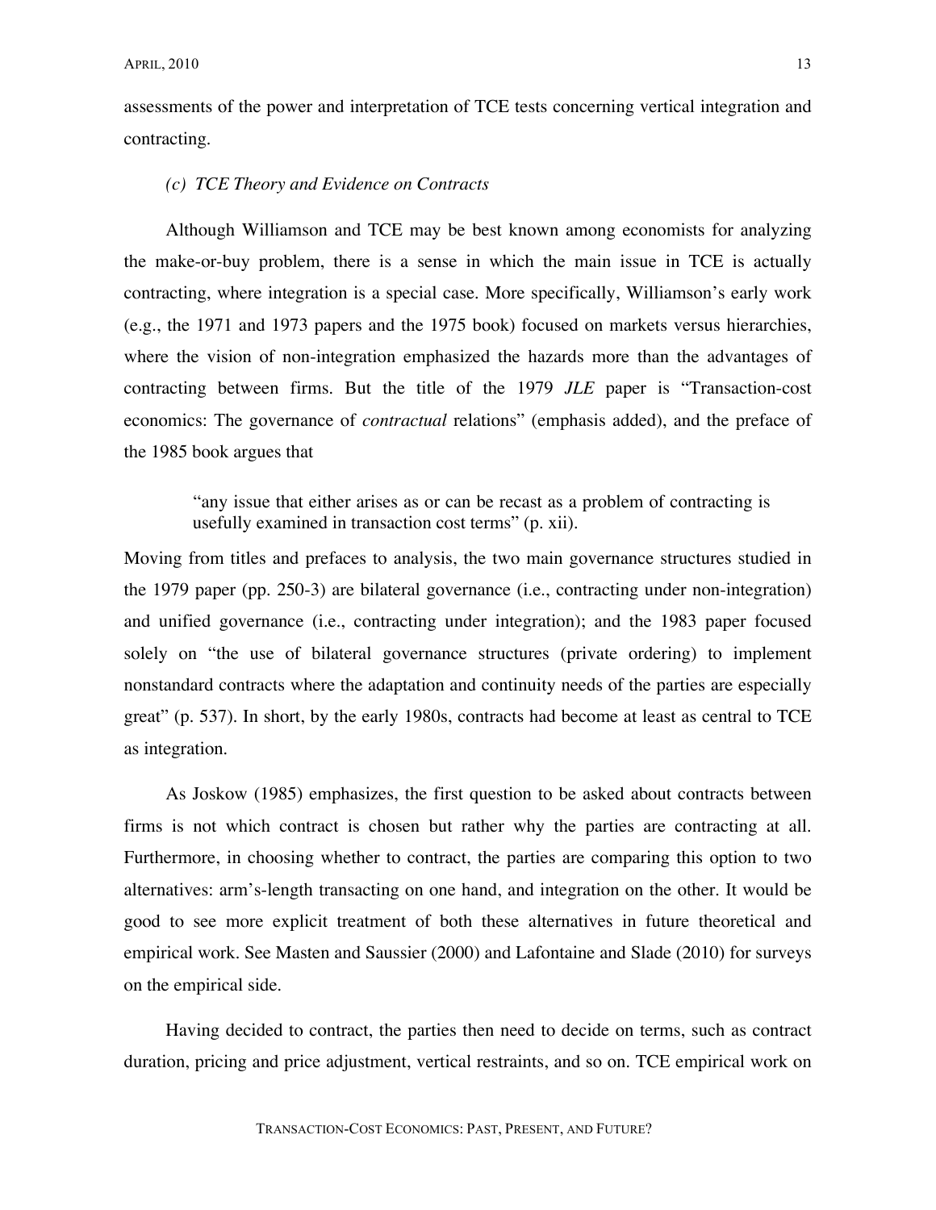assessments of the power and interpretation of TCE tests concerning vertical integration and contracting.

### *(c) TCE Theory and Evidence on Contracts*

Although Williamson and TCE may be best known among economists for analyzing the make-or-buy problem, there is a sense in which the main issue in TCE is actually contracting, where integration is a special case. More specifically, Williamson's early work (e.g., the 1971 and 1973 papers and the 1975 book) focused on markets versus hierarchies, where the vision of non-integration emphasized the hazards more than the advantages of contracting between firms. But the title of the 1979 *JLE* paper is "Transaction-cost economics: The governance of *contractual* relations" (emphasis added), and the preface of the 1985 book argues that

> "any issue that either arises as or can be recast as a problem of contracting is usefully examined in transaction cost terms" (p. xii).

Moving from titles and prefaces to analysis, the two main governance structures studied in the 1979 paper (pp. 250-3) are bilateral governance (i.e., contracting under non-integration) and unified governance (i.e., contracting under integration); and the 1983 paper focused solely on "the use of bilateral governance structures (private ordering) to implement nonstandard contracts where the adaptation and continuity needs of the parties are especially great" (p. 537). In short, by the early 1980s, contracts had become at least as central to TCE as integration.

As Joskow (1985) emphasizes, the first question to be asked about contracts between firms is not which contract is chosen but rather why the parties are contracting at all. Furthermore, in choosing whether to contract, the parties are comparing this option to two alternatives: arm's-length transacting on one hand, and integration on the other. It would be good to see more explicit treatment of both these alternatives in future theoretical and empirical work. See Masten and Saussier (2000) and Lafontaine and Slade (2010) for surveys on the empirical side.

Having decided to contract, the parties then need to decide on terms, such as contract duration, pricing and price adjustment, vertical restraints, and so on. TCE empirical work on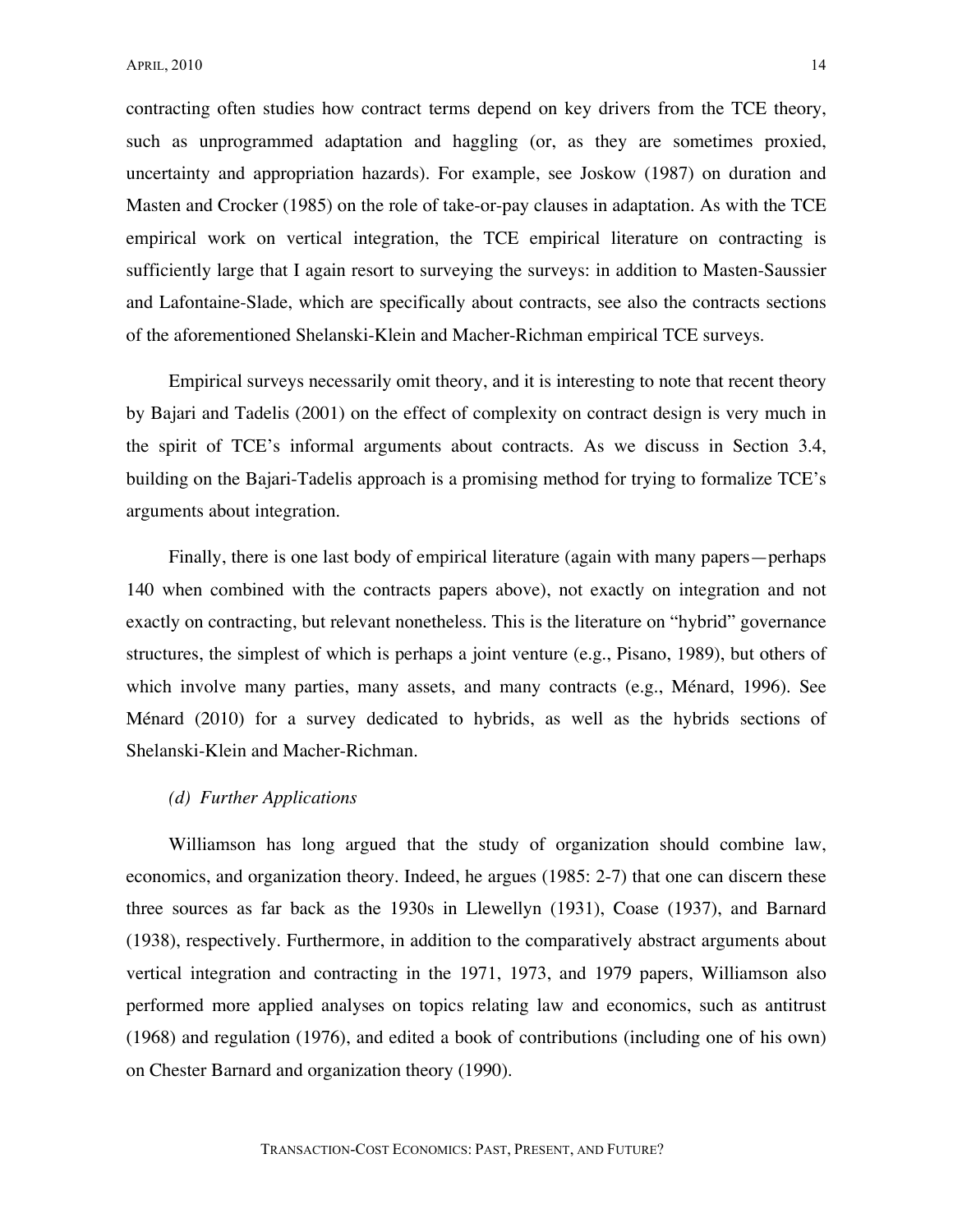contracting often studies how contract terms depend on key drivers from the TCE theory, such as unprogrammed adaptation and haggling (or, as they are sometimes proxied, uncertainty and appropriation hazards). For example, see Joskow (1987) on duration and Masten and Crocker (1985) on the role of take-or-pay clauses in adaptation. As with the TCE empirical work on vertical integration, the TCE empirical literature on contracting is sufficiently large that I again resort to surveying the surveys: in addition to Masten-Saussier and Lafontaine-Slade, which are specifically about contracts, see also the contracts sections of the aforementioned Shelanski-Klein and Macher-Richman empirical TCE surveys.

Empirical surveys necessarily omit theory, and it is interesting to note that recent theory by Bajari and Tadelis (2001) on the effect of complexity on contract design is very much in the spirit of TCE's informal arguments about contracts. As we discuss in Section 3.4, building on the Bajari-Tadelis approach is a promising method for trying to formalize TCE's arguments about integration.

Finally, there is one last body of empirical literature (again with many papers—perhaps 140 when combined with the contracts papers above), not exactly on integration and not exactly on contracting, but relevant nonetheless. This is the literature on "hybrid" governance structures, the simplest of which is perhaps a joint venture (e.g., Pisano, 1989), but others of which involve many parties, many assets, and many contracts (e.g., Ménard, 1996). See Ménard (2010) for a survey dedicated to hybrids, as well as the hybrids sections of Shelanski-Klein and Macher-Richman.

*(d) Further Applications*

Williamson has long argued that the study of organization should combine law, economics, and organization theory. Indeed, he argues (1985: 2-7) that one can discern these three sources as far back as the 1930s in Llewellyn (1931), Coase (1937), and Barnard (1938), respectively. Furthermore, in addition to the comparatively abstract arguments about vertical integration and contracting in the 1971, 1973, and 1979 papers, Williamson also performed more applied analyses on topics relating law and economics, such as antitrust (1968) and regulation (1976), and edited a book of contributions (including one of his own) on Chester Barnard and organization theory (1990).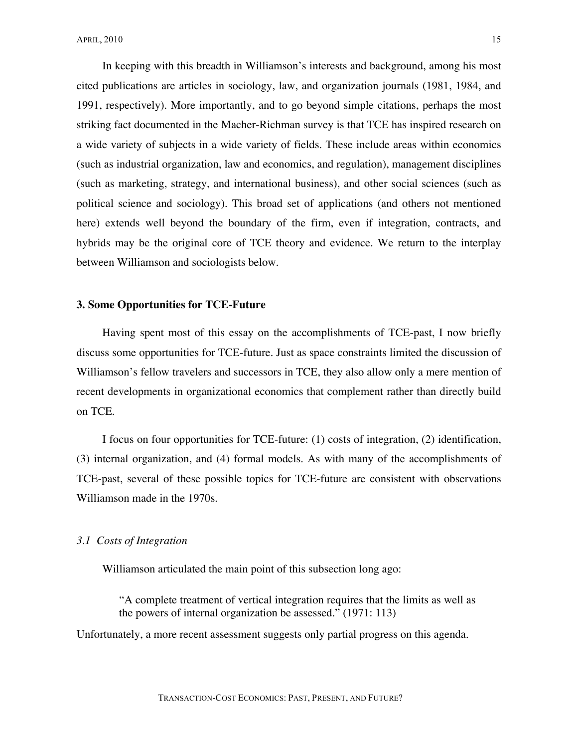In keeping with this breadth in Williamson's interests and background, among his most cited publications are articles in sociology, law, and organization journals (1981, 1984, and 1991, respectively). More importantly, and to go beyond simple citations, perhaps the most striking fact documented in the Macher-Richman survey is that TCE has inspired research on a wide variety of subjects in a wide variety of fields. These include areas within economics (such as industrial organization, law and economics, and regulation), management disciplines (such as marketing, strategy, and international business), and other social sciences (such as political science and sociology). This broad set of applications (and others not mentioned here) extends well beyond the boundary of the firm, even if integration, contracts, and hybrids may be the original core of TCE theory and evidence. We return to the interplay between Williamson and sociologists below.

## 3. Some Opportunities for TCE-Future

Having spent most of this essay on the accomplishments of TCE-past, I now briefly discuss some opportunities for TCE-future. Just as space constraints limited the discussion of Williamson's fellow travelers and successors in TCE, they also allow only a mere mention of recent developments in organizational economics that complement rather than directly build on TCE.

I focus on four opportunities for TCE-future: (1) costs of integration, (2) identification, (3) internal organization, and (4) formal models. As with many of the accomplishments of TCE-past, several of these possible topics for TCE-future are consistent with observations Williamson made in the 1970s.

### *3.1 Costs of Integration*

Williamson articulated the main point of this subsection long ago:

> "A complete treatment of vertical integration requires that the limits as well as the powers of internal organization be assessed." (1971: 113)

Unfortunately, a more recent assessment suggests only partial progress on this agenda.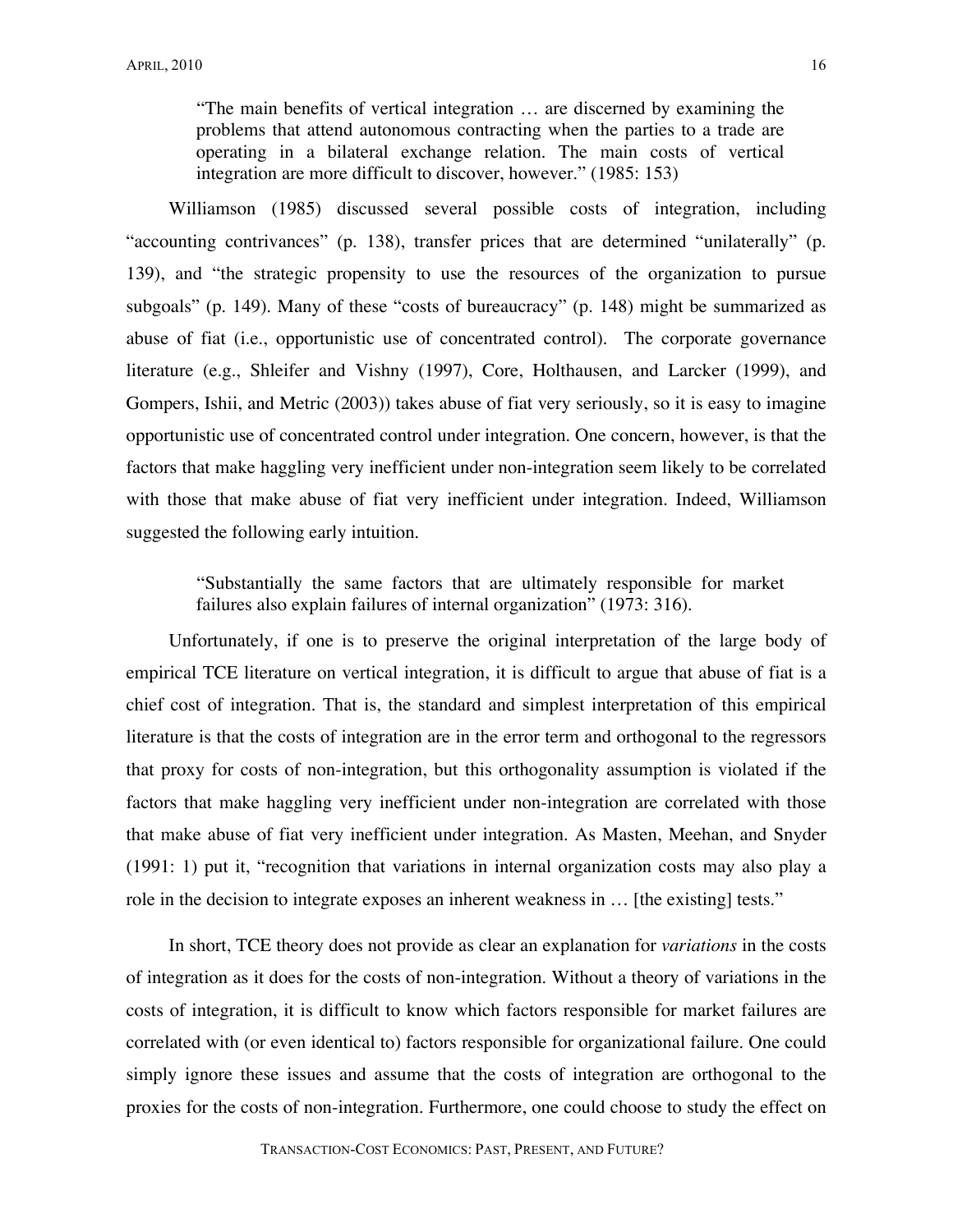> "The main benefits of vertical integration … are discerned by examining the problems that attend autonomous contracting when the parties to a trade are operating in a bilateral exchange relation. The main costs of vertical integration are more difficult to discover, however." (1985: 153)

Williamson (1985) discussed several possible costs of integration, including "accounting contrivances" (p. 138), transfer prices that are determined "unilaterally" (p. 139), and "the strategic propensity to use the resources of the organization to pursue subgoals" (p. 149). Many of these "costs of bureaucracy" (p. 148) might be summarized as abuse of fiat (i.e., opportunistic use of concentrated control). The corporate governance literature (e.g., Shleifer and Vishny (1997), Core, Holthausen, and Larcker (1999), and Gompers, Ishii, and Metric (2003)) takes abuse of fiat very seriously, so it is easy to imagine opportunistic use of concentrated control under integration. One concern, however, is that the factors that make haggling very inefficient under non-integration seem likely to be correlated with those that make abuse of fiat very inefficient under integration. Indeed, Williamson suggested the following early intuition.

> "Substantially the same factors that are ultimately responsible for market failures also explain failures of internal organization" (1973: 316).

Unfortunately, if one is to preserve the original interpretation of the large body of empirical TCE literature on vertical integration, it is difficult to argue that abuse of fiat is a chief cost of integration. That is, the standard and simplest interpretation of this empirical literature is that the costs of integration are in the error term and orthogonal to the regressors that proxy for costs of non-integration, but this orthogonality assumption is violated if the factors that make haggling very inefficient under non-integration are correlated with those that make abuse of fiat very inefficient under integration. As Masten, Meehan, and Snyder (1991: 1) put it, "recognition that variations in internal organization costs may also play a role in the decision to integrate exposes an inherent weakness in … [the existing] tests."

In short, TCE theory does not provide as clear an explanation for *variations* in the costs of integration as it does for the costs of non-integration. Without a theory of variations in the costs of integration, it is difficult to know which factors responsible for market failures are correlated with (or even identical to) factors responsible for organizational failure. One could simply ignore these issues and assume that the costs of integration are orthogonal to the proxies for the costs of non-integration. Furthermore, one could choose to study the effect on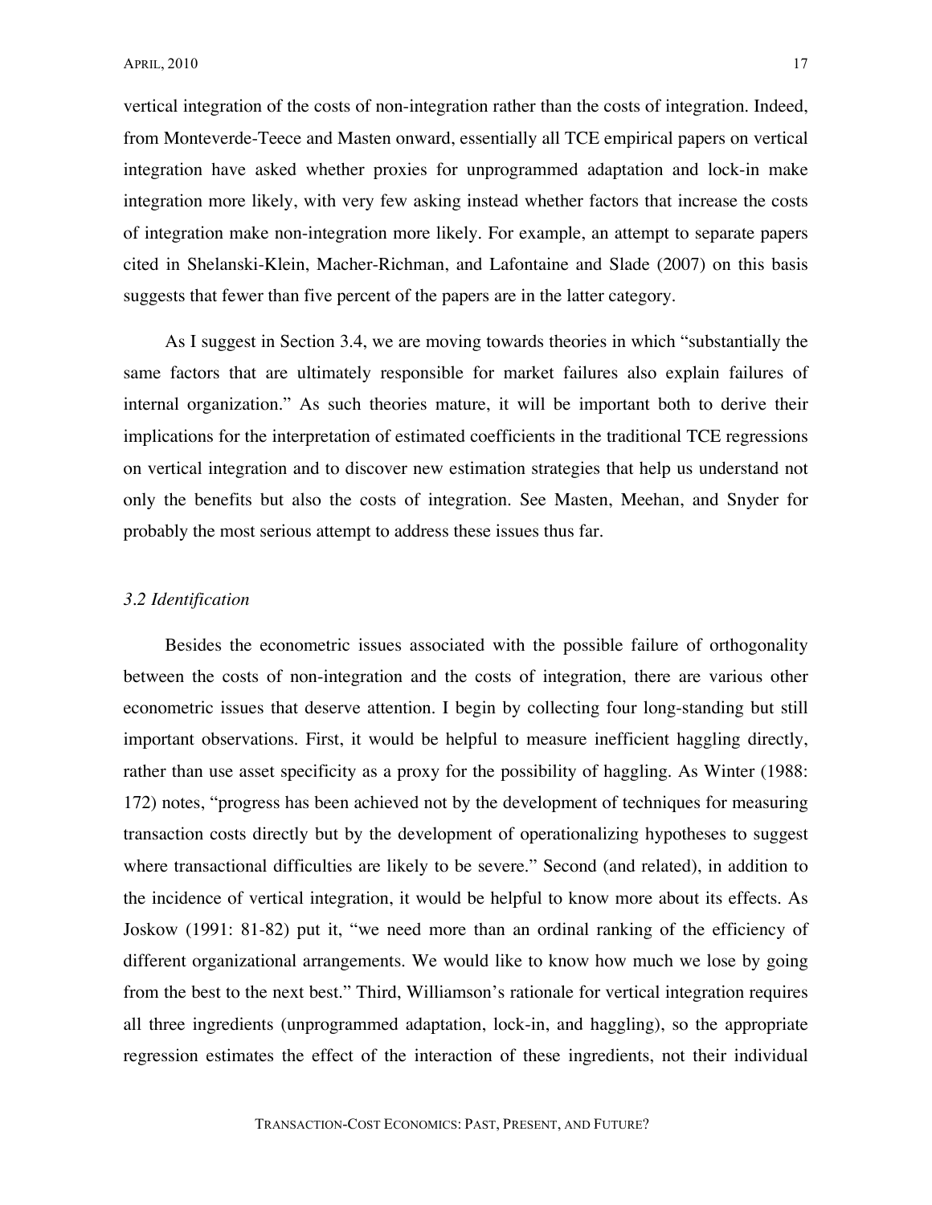vertical integration of the costs of non-integration rather than the costs of integration. Indeed, from Monteverde-Teece and Masten onward, essentially all TCE empirical papers on vertical integration have asked whether proxies for unprogrammed adaptation and lock-in make integration more likely, with very few asking instead whether factors that increase the costs of integration make non-integration more likely. For example, an attempt to separate papers cited in Shelanski-Klein, Macher-Richman, and Lafontaine and Slade (2007) on this basis suggests that fewer than five percent of the papers are in the latter category.

As I suggest in Section 3.4, we are moving towards theories in which "substantially the same factors that are ultimately responsible for market failures also explain failures of internal organization." As such theories mature, it will be important both to derive their implications for the interpretation of estimated coefficients in the traditional TCE regressions on vertical integration and to discover new estimation strategies that help us understand not only the benefits but also the costs of integration. See Masten, Meehan, and Snyder for probably the most serious attempt to address these issues thus far.

### *3.2 Identification*

Besides the econometric issues associated with the possible failure of orthogonality between the costs of non-integration and the costs of integration, there are various other econometric issues that deserve attention. I begin by collecting four long-standing but still important observations. First, it would be helpful to measure inefficient haggling directly, rather than use asset specificity as a proxy for the possibility of haggling. As Winter (1988: 172) notes, "progress has been achieved not by the development of techniques for measuring transaction costs directly but by the development of operationalizing hypotheses to suggest where transactional difficulties are likely to be severe." Second (and related), in addition to the incidence of vertical integration, it would be helpful to know more about its effects. As Joskow (1991: 81-82) put it, "we need more than an ordinal ranking of the efficiency of different organizational arrangements. We would like to know how much we lose by going from the best to the next best." Third, Williamson's rationale for vertical integration requires all three ingredients (unprogrammed adaptation, lock-in, and haggling), so the appropriate regression estimates the effect of the interaction of these ingredients, not their individual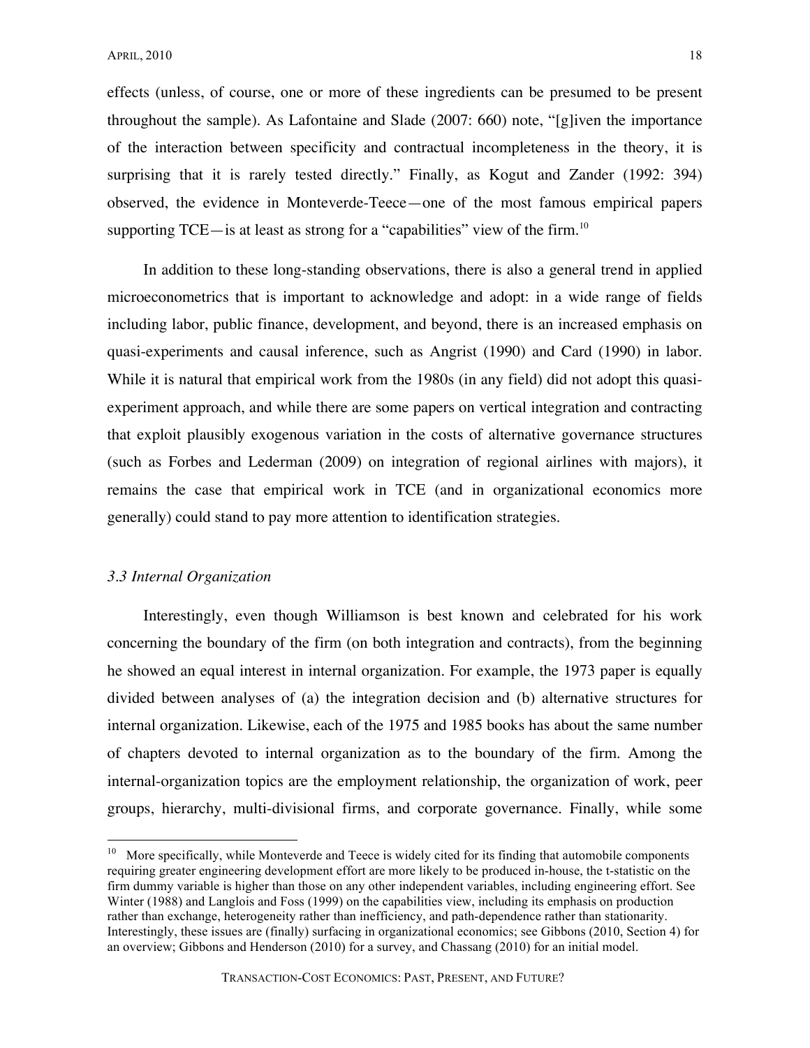effects (unless, of course, one or more of these ingredients can be presumed to be present throughout the sample). As Lafontaine and Slade (2007: 660) note, "[g]iven the importance of the interaction between specificity and contractual incompleteness in the theory, it is surprising that it is rarely tested directly." Finally, as Kogut and Zander (1992: 394) observed, the evidence in Monteverde-Teece—one of the most famous empirical papers supporting TCE—is at least as strong for a "capabilities" view of the firm.[10]

In addition to these long-standing observations, there is also a general trend in applied microeconometrics that is important to acknowledge and adopt: in a wide range of fields including labor, public finance, development, and beyond, there is an increased emphasis on quasi-experiments and causal inference, such as Angrist (1990) and Card (1990) in labor. While it is natural that empirical work from the 1980s (in any field) did not adopt this quasi-experiment approach, and while there are some papers on vertical integration and contracting that exploit plausibly exogenous variation in the costs of alternative governance structures (such as Forbes and Lederman (2009) on integration of regional airlines with majors), it remains the case that empirical work in TCE (and in organizational economics more generally) could stand to pay more attention to identification strategies.

### *3.3 Internal Organization*

Interestingly, even though Williamson is best known and celebrated for his work concerning the boundary of the firm (on both integration and contracts), from the beginning he showed an equal interest in internal organization. For example, the 1973 paper is equally divided between analyses of (a) the integration decision and (b) alternative structures for internal organization. Likewise, each of the 1975 and 1985 books has about the same number of chapters devoted to internal organization as to the boundary of the firm. Among the internal-organization topics are the employment relationship, the organization of work, peer groups, hierarchy, multi-divisional firms, and corporate governance. Finally, while some

[10] More specifically, while Monteverde and Teece is widely cited for its finding that automobile components requiring greater engineering development effort are more likely to be produced in-house, the t-statistic on the firm dummy variable is higher than those on any other independent variables, including engineering effort. See Winter (1988) and Langlois and Foss (1999) on the capabilities view, including its emphasis on production rather than exchange, heterogeneity rather than inefficiency, and path-dependence rather than stationarity. Interestingly, these issues are (finally) surfacing in organizational economics; see Gibbons (2010, Section 4) for an overview; Gibbons and Henderson (2010) for a survey, and Chassang (2010) for an initial model.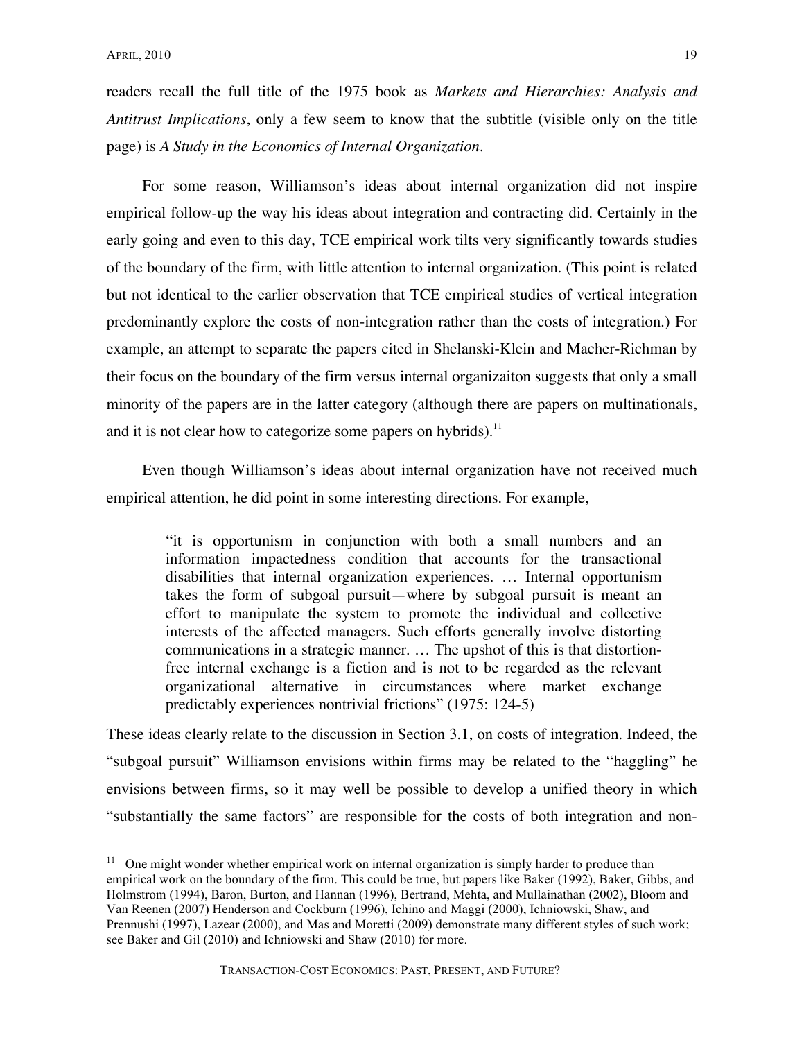readers recall the full title of the 1975 book as *Markets and Hierarchies: Analysis and Antitrust Implications*, only a few seem to know that the subtitle (visible only on the title page) is *A Study in the Economics of Internal Organization*.

For some reason, Williamson's ideas about internal organization did not inspire empirical follow-up the way his ideas about integration and contracting did. Certainly in the early going and even to this day, TCE empirical work tilts very significantly towards studies of the boundary of the firm, with little attention to internal organization. (This point is related but not identical to the earlier observation that TCE empirical studies of vertical integration predominantly explore the costs of non-integration rather than the costs of integration.) For example, an attempt to separate the papers cited in Shelanski-Klein and Macher-Richman by their focus on the boundary of the firm versus internal organizaiton suggests that only a small minority of the papers are in the latter category (although there are papers on multinationals, and it is not clear how to categorize some papers on hybrids).[11]

Even though Williamson's ideas about internal organization have not received much empirical attention, he did point in some interesting directions. For example,

> "it is opportunism in conjunction with both a small numbers and an information impactedness condition that accounts for the transactional disabilities that internal organization experiences. … Internal opportunism takes the form of subgoal pursuit—where by subgoal pursuit is meant an effort to manipulate the system to promote the individual and collective interests of the affected managers. Such efforts generally involve distorting communications in a strategic manner. … The upshot of this is that distortion-free internal exchange is a fiction and is not to be regarded as the relevant organizational alternative in circumstances where market exchange predictably experiences nontrivial frictions" (1975: 124-5)

These ideas clearly relate to the discussion in Section 3.1, on costs of integration. Indeed, the "subgoal pursuit" Williamson envisions within firms may be related to the "haggling" he envisions between firms, so it may well be possible to develop a unified theory in which "substantially the same factors" are responsible for the costs of both integration and non-

[11] One might wonder whether empirical work on internal organization is simply harder to produce than empirical work on the boundary of the firm. This could be true, but papers like Baker (1992), Baker, Gibbs, and Holmstrom (1994), Baron, Burton, and Hannan (1996), Bertrand, Mehta, and Mullainathan (2002), Bloom and Van Reenen (2007) Henderson and Cockburn (1996), Ichino and Maggi (2000), Ichniowski, Shaw, and Prennushi (1997), Lazear (2000), and Mas and Moretti (2009) demonstrate many different styles of such work; see Baker and Gil (2010) and Ichniowski and Shaw (2010) for more.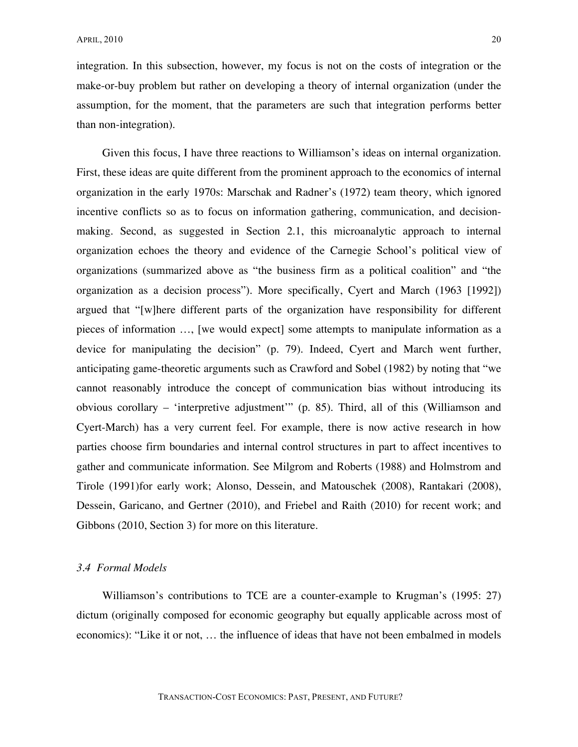integration. In this subsection, however, my focus is not on the costs of integration or the make-or-buy problem but rather on developing a theory of internal organization (under the assumption, for the moment, that the parameters are such that integration performs better than non-integration).

Given this focus, I have three reactions to Williamson's ideas on internal organization. First, these ideas are quite different from the prominent approach to the economics of internal organization in the early 1970s: Marschak and Radner's (1972) team theory, which ignored incentive conflicts so as to focus on information gathering, communication, and decision-making. Second, as suggested in Section 2.1, this microanalytic approach to internal organization echoes the theory and evidence of the Carnegie School's political view of organizations (summarized above as "the business firm as a political coalition" and "the organization as a decision process"). More specifically, Cyert and March (1963 [1992]) argued that "[w]here different parts of the organization have responsibility for different pieces of information …, [we would expect] some attempts to manipulate information as a device for manipulating the decision" (p. 79). Indeed, Cyert and March went further, anticipating game-theoretic arguments such as Crawford and Sobel (1982) by noting that "we cannot reasonably introduce the concept of communication bias without introducing its obvious corollary – 'interpretive adjustment'" (p. 85). Third, all of this (Williamson and Cyert-March) has a very current feel. For example, there is now active research in how parties choose firm boundaries and internal control structures in part to affect incentives to gather and communicate information. See Milgrom and Roberts (1988) and Holmstrom and Tirole (1991)for early work; Alonso, Dessein, and Matouschek (2008), Rantakari (2008), Dessein, Garicano, and Gertner (2010), and Friebel and Raith (2010) for recent work; and Gibbons (2010, Section 3) for more on this literature.

### *3.4 Formal Models*

Williamson's contributions to TCE are a counter-example to Krugman's (1995: 27) dictum (originally composed for economic geography but equally applicable across most of economics): "Like it or not, … the influence of ideas that have not been embalmed in models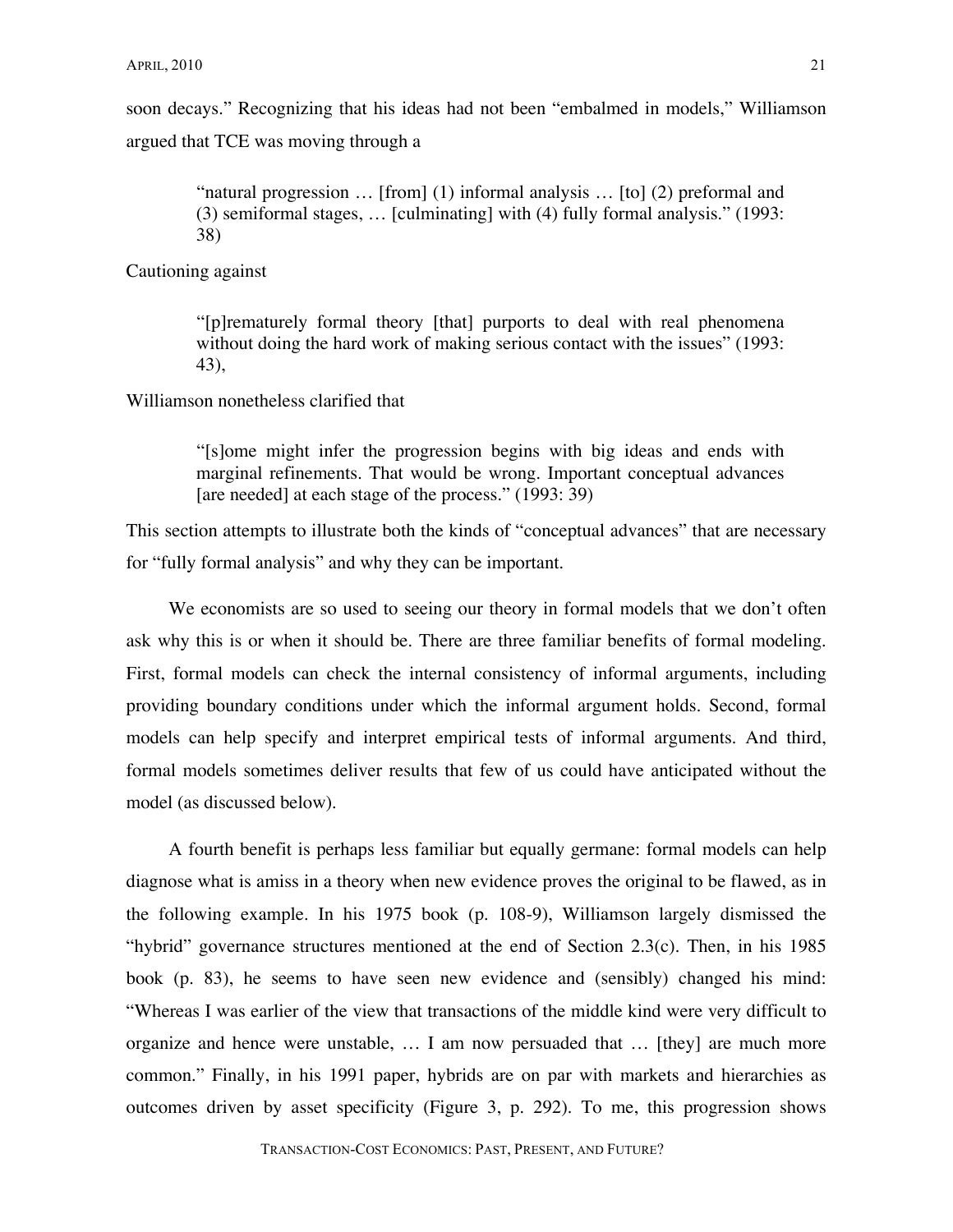soon decays." Recognizing that his ideas had not been "embalmed in models," Williamson argued that TCE was moving through a

> "natural progression … [from] (1) informal analysis … [to] (2) preformal and (3) semiformal stages, … [culminating] with (4) fully formal analysis." (1993: 38)

Cautioning against

> "[p]rematurely formal theory [that] purports to deal with real phenomena without doing the hard work of making serious contact with the issues" (1993: 43),

Williamson nonetheless clarified that

> "[s]ome might infer the progression begins with big ideas and ends with marginal refinements. That would be wrong. Important conceptual advances [are needed] at each stage of the process." (1993: 39)

This section attempts to illustrate both the kinds of "conceptual advances" that are necessary for "fully formal analysis" and why they can be important.

We economists are so used to seeing our theory in formal models that we don't often ask why this is or when it should be. There are three familiar benefits of formal modeling. First, formal models can check the internal consistency of informal arguments, including providing boundary conditions under which the informal argument holds. Second, formal models can help specify and interpret empirical tests of informal arguments. And third, formal models sometimes deliver results that few of us could have anticipated without the model (as discussed below).

A fourth benefit is perhaps less familiar but equally germane: formal models can help diagnose what is amiss in a theory when new evidence proves the original to be flawed, as in the following example. In his 1975 book (p. 108-9), Williamson largely dismissed the "hybrid" governance structures mentioned at the end of Section 2.3(c). Then, in his 1985 book (p. 83), he seems to have seen new evidence and (sensibly) changed his mind: "Whereas I was earlier of the view that transactions of the middle kind were very difficult to organize and hence were unstable, … I am now persuaded that … [they] are much more common." Finally, in his 1991 paper, hybrids are on par with markets and hierarchies as outcomes driven by asset specificity (Figure 3, p. 292). To me, this progression shows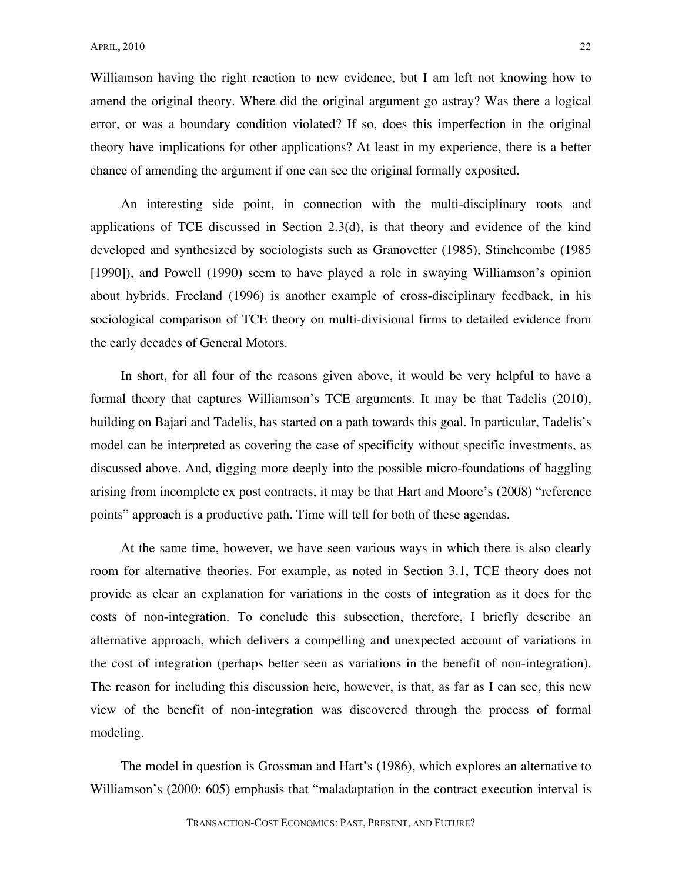Williamson having the right reaction to new evidence, but I am left not knowing how to amend the original theory. Where did the original argument go astray? Was there a logical error, or was a boundary condition violated? If so, does this imperfection in the original theory have implications for other applications? At least in my experience, there is a better chance of amending the argument if one can see the original formally exposited.

An interesting side point, in connection with the multi-disciplinary roots and applications of TCE discussed in Section 2.3(d), is that theory and evidence of the kind developed and synthesized by sociologists such as Granovetter (1985), Stinchcombe (1985 [1990]), and Powell (1990) seem to have played a role in swaying Williamson's opinion about hybrids. Freeland (1996) is another example of cross-disciplinary feedback, in his sociological comparison of TCE theory on multi-divisional firms to detailed evidence from the early decades of General Motors.

In short, for all four of the reasons given above, it would be very helpful to have a formal theory that captures Williamson's TCE arguments. It may be that Tadelis (2010), building on Bajari and Tadelis, has started on a path towards this goal. In particular, Tadelis's model can be interpreted as covering the case of specificity without specific investments, as discussed above. And, digging more deeply into the possible micro-foundations of haggling arising from incomplete ex post contracts, it may be that Hart and Moore's (2008) "reference points" approach is a productive path. Time will tell for both of these agendas.

At the same time, however, we have seen various ways in which there is also clearly room for alternative theories. For example, as noted in Section 3.1, TCE theory does not provide as clear an explanation for variations in the costs of integration as it does for the costs of non-integration. To conclude this subsection, therefore, I briefly describe an alternative approach, which delivers a compelling and unexpected account of variations in the cost of integration (perhaps better seen as variations in the benefit of non-integration). The reason for including this discussion here, however, is that, as far as I can see, this new view of the benefit of non-integration was discovered through the process of formal modeling.

The model in question is Grossman and Hart's (1986), which explores an alternative to Williamson's (2000: 605) emphasis that "maladaptation in the contract execution interval is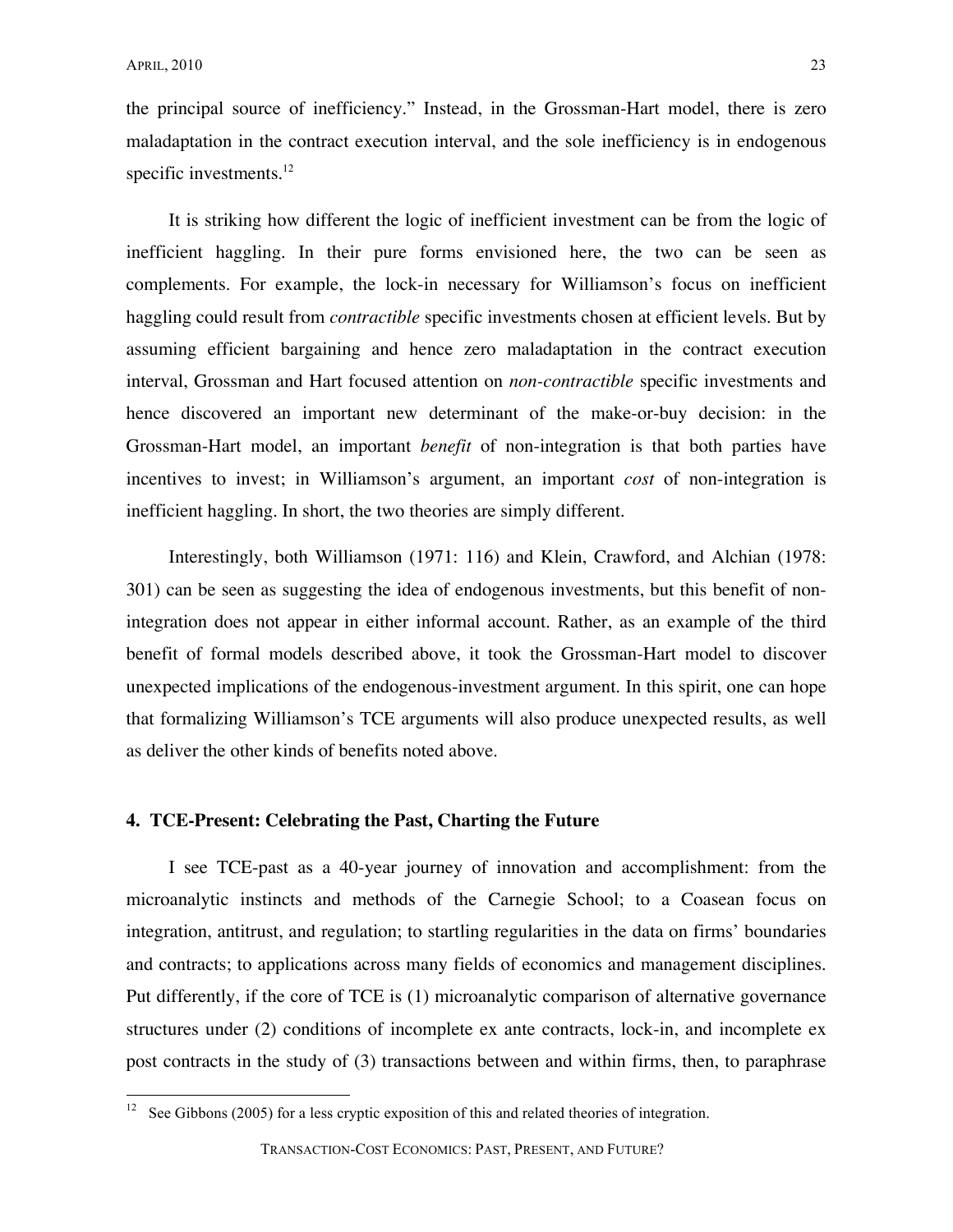the principal source of inefficiency." Instead, in the Grossman-Hart model, there is zero maladaptation in the contract execution interval, and the sole inefficiency is in endogenous specific investments.[12]

It is striking how different the logic of inefficient investment can be from the logic of inefficient haggling. In their pure forms envisioned here, the two can be seen as complements. For example, the lock-in necessary for Williamson's focus on inefficient haggling could result from *contractible* specific investments chosen at efficient levels. But by assuming efficient bargaining and hence zero maladaptation in the contract execution interval, Grossman and Hart focused attention on *non-contractible* specific investments and hence discovered an important new determinant of the make-or-buy decision: in the Grossman-Hart model, an important *benefit* of non-integration is that both parties have incentives to invest; in Williamson's argument, an important *cost* of non-integration is inefficient haggling. In short, the two theories are simply different.

Interestingly, both Williamson (1971: 116) and Klein, Crawford, and Alchian (1978: 301) can be seen as suggesting the idea of endogenous investments, but this benefit of non-integration does not appear in either informal account. Rather, as an example of the third benefit of formal models described above, it took the Grossman-Hart model to discover unexpected implications of the endogenous-investment argument. In this spirit, one can hope that formalizing Williamson's TCE arguments will also produce unexpected results, as well as deliver the other kinds of benefits noted above.

## 4. TCE-Present: Celebrating the Past, Charting the Future

I see TCE-past as a 40-year journey of innovation and accomplishment: from the microanalytic instincts and methods of the Carnegie School; to a Coasean focus on integration, antitrust, and regulation; to startling regularities in the data on firms' boundaries and contracts; to applications across many fields of economics and management disciplines. Put differently, if the core of TCE is (1) microanalytic comparison of alternative governance structures under (2) conditions of incomplete ex ante contracts, lock-in, and incomplete ex post contracts in the study of (3) transactions between and within firms, then, to paraphrase

[12] See Gibbons (2005) for a less cryptic exposition of this and related theories of integration.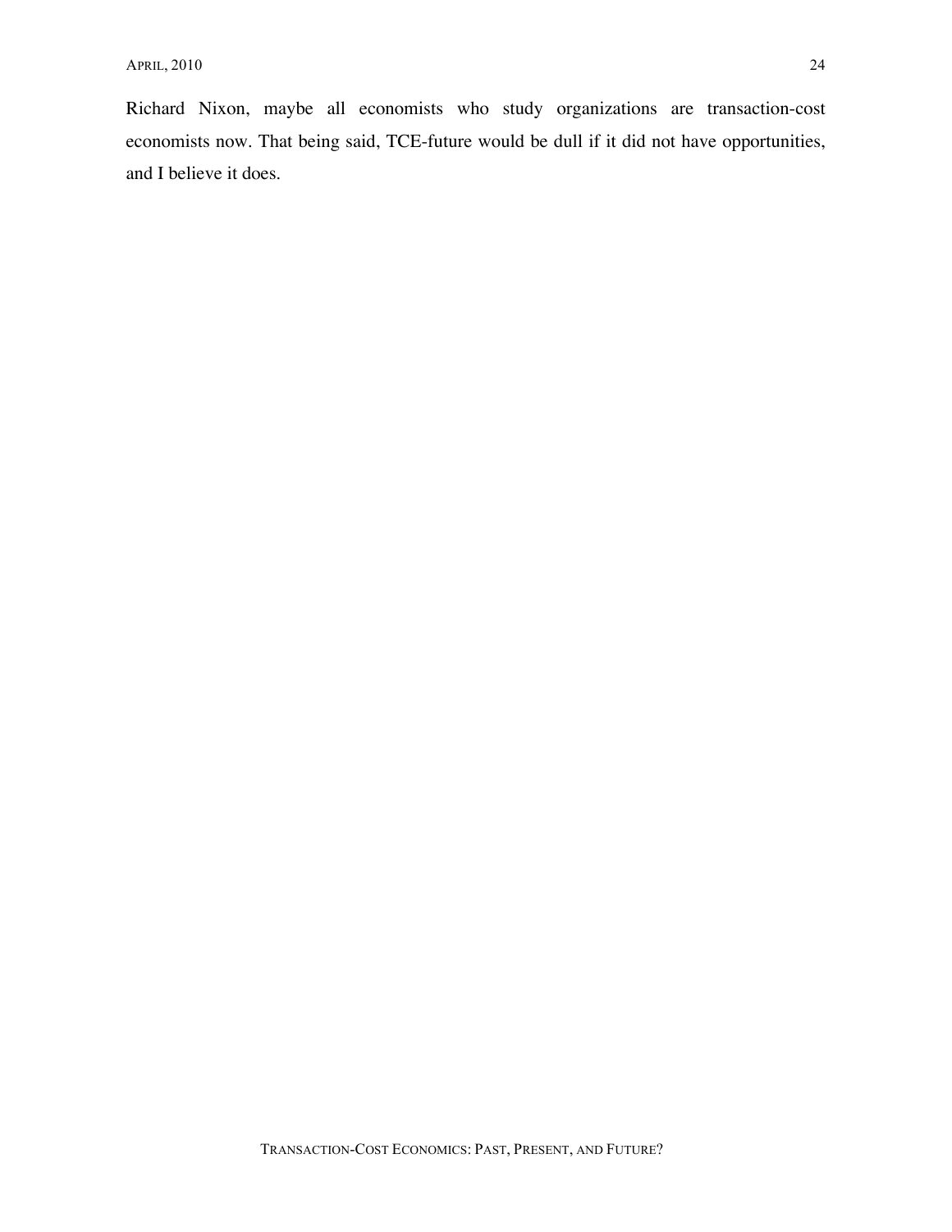Richard Nixon, maybe all economists who study organizations are transaction-cost economists now. That being said, TCE-future would be dull if it did not have opportunities, and I believe it does.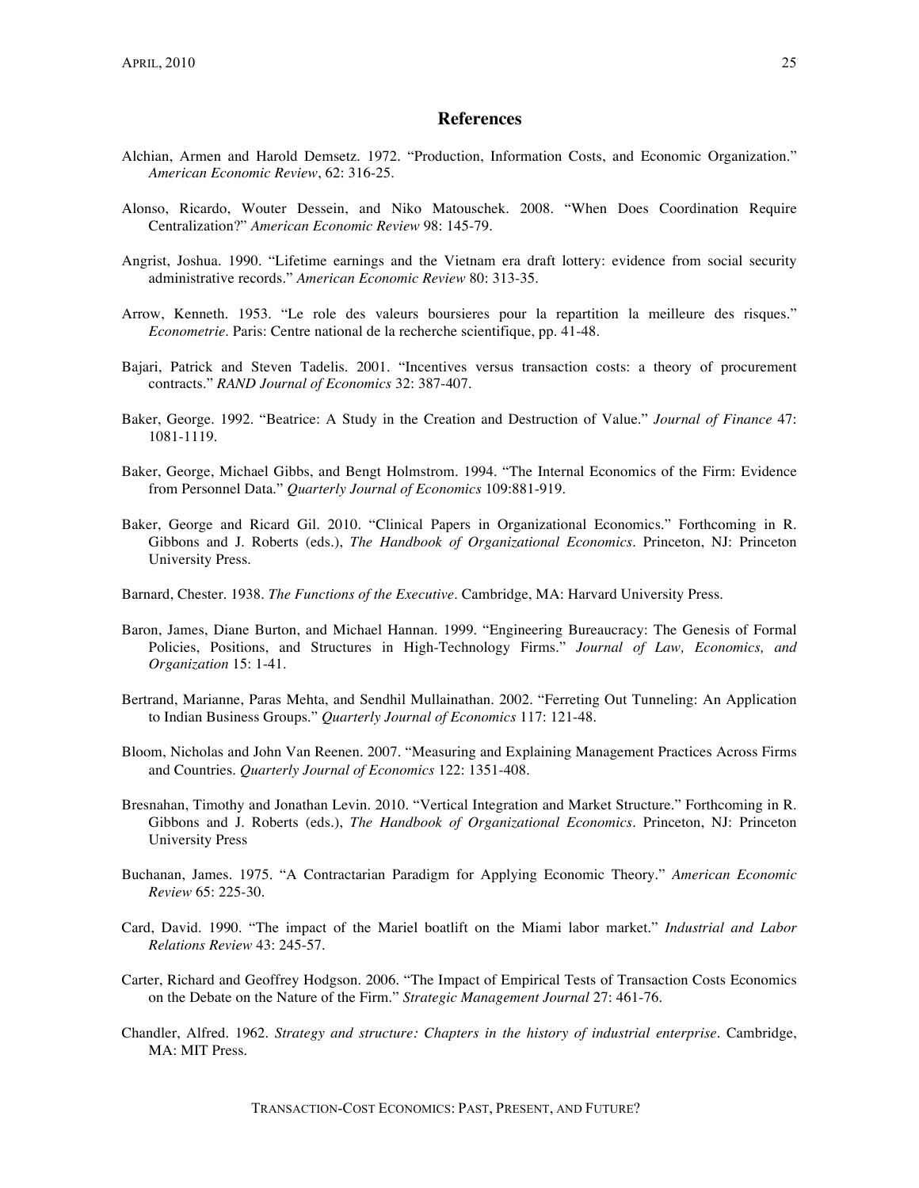## References

Alchian, Armen and Harold Demsetz. 1972. "Production, Information Costs, and Economic Organization." *American Economic Review*, 62: 316-25.

Alonso, Ricardo, Wouter Dessein, and Niko Matouschek. 2008. "When Does Coordination Require Centralization?" *American Economic Review* 98: 145-79.

Angrist, Joshua. 1990. "Lifetime earnings and the Vietnam era draft lottery: evidence from social security administrative records." *American Economic Review* 80: 313-35.

Arrow, Kenneth. 1953. "Le role des valeurs boursieres pour la repartition la meilleure des risques." *Econometrie*. Paris: Centre national de la recherche scientifique, pp. 41-48.

Bajari, Patrick and Steven Tadelis. 2001. "Incentives versus transaction costs: a theory of procurement contracts." *RAND Journal of Economics* 32: 387-407.

Baker, George. 1992. "Beatrice: A Study in the Creation and Destruction of Value." *Journal of Finance* 47: 1081-1119.

Baker, George, Michael Gibbs, and Bengt Holmstrom. 1994. "The Internal Economics of the Firm: Evidence from Personnel Data." *Quarterly Journal of Economics* 109:881-919.

Baker, George and Ricard Gil. 2010. "Clinical Papers in Organizational Economics." Forthcoming in R. Gibbons and J. Roberts (eds.), *The Handbook of Organizational Economics*. Princeton, NJ: Princeton University Press.

Barnard, Chester. 1938. *The Functions of the Executive*. Cambridge, MA: Harvard University Press.

Baron, James, Diane Burton, and Michael Hannan. 1999. "Engineering Bureaucracy: The Genesis of Formal Policies, Positions, and Structures in High-Technology Firms." *Journal of Law, Economics, and Organization* 15: 1-41.

Bertrand, Marianne, Paras Mehta, and Sendhil Mullainathan. 2002. "Ferreting Out Tunneling: An Application to Indian Business Groups." *Quarterly Journal of Economics* 117: 121-48.

Bloom, Nicholas and John Van Reenen. 2007. "Measuring and Explaining Management Practices Across Firms and Countries. *Quarterly Journal of Economics* 122: 1351-408.

Bresnahan, Timothy and Jonathan Levin. 2010. "Vertical Integration and Market Structure." Forthcoming in R. Gibbons and J. Roberts (eds.), *The Handbook of Organizational Economics*. Princeton, NJ: Princeton University Press

Buchanan, James. 1975. "A Contractarian Paradigm for Applying Economic Theory." *American Economic Review* 65: 225-30.

Card, David. 1990. "The impact of the Mariel boatlift on the Miami labor market." *Industrial and Labor Relations Review* 43: 245-57.

Carter, Richard and Geoffrey Hodgson. 2006. "The Impact of Empirical Tests of Transaction Costs Economics on the Debate on the Nature of the Firm." *Strategic Management Journal* 27: 461-76.

Chandler, Alfred. 1962. *Strategy and structure: Chapters in the history of industrial enterprise*. Cambridge, MA: MIT Press.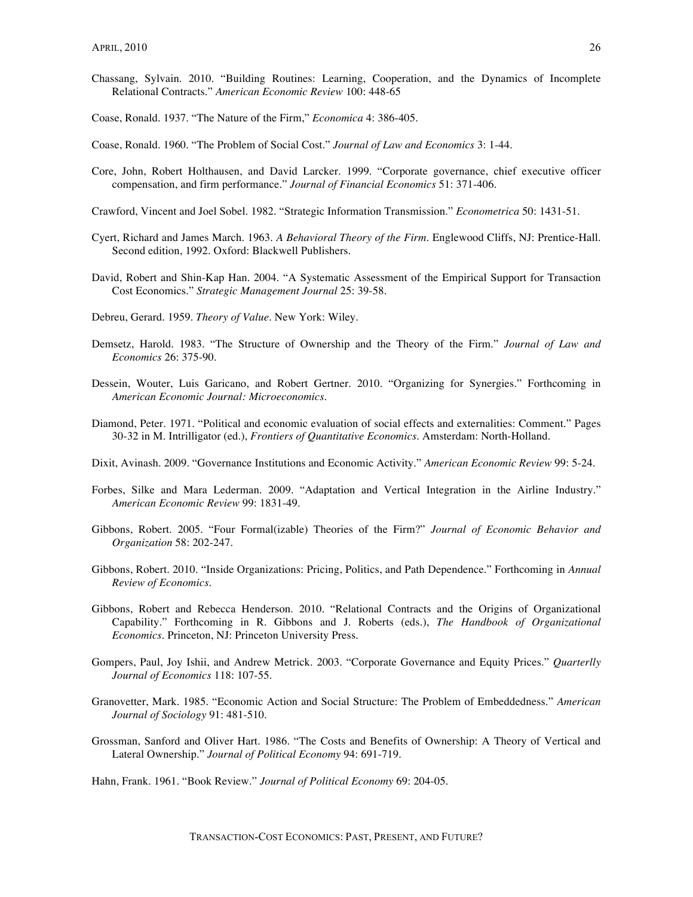Chassang, Sylvain. 2010. "Building Routines: Learning, Cooperation, and the Dynamics of Incomplete Relational Contracts." *American Economic Review* 100: 448-65

Coase, Ronald. 1937. "The Nature of the Firm," *Economica* 4: 386-405.

Coase, Ronald. 1960. "The Problem of Social Cost." *Journal of Law and Economics* 3: 1-44.

Core, John, Robert Holthausen, and David Larcker. 1999. "Corporate governance, chief executive officer compensation, and firm performance." *Journal of Financial Economics* 51: 371-406.

Crawford, Vincent and Joel Sobel. 1982. "Strategic Information Transmission." *Econometrica* 50: 1431-51.

Cyert, Richard and James March. 1963. *A Behavioral Theory of the Firm*. Englewood Cliffs, NJ: Prentice-Hall. Second edition, 1992. Oxford: Blackwell Publishers.

David, Robert and Shin-Kap Han. 2004. "A Systematic Assessment of the Empirical Support for Transaction Cost Economics." *Strategic Management Journal* 25: 39-58.

Debreu, Gerard. 1959. *Theory of Value*. New York: Wiley.

Demsetz, Harold. 1983. "The Structure of Ownership and the Theory of the Firm." *Journal of Law and Economics* 26: 375-90.

Dessein, Wouter, Luis Garicano, and Robert Gertner. 2010. "Organizing for Synergies." Forthcoming in *American Economic Journal: Microeconomics*.

Diamond, Peter. 1971. "Political and economic evaluation of social effects and externalities: Comment." Pages 30-32 in M. Intrilligator (ed.), *Frontiers of Quantitative Economics*. Amsterdam: North-Holland.

Dixit, Avinash. 2009. "Governance Institutions and Economic Activity." *American Economic Review* 99: 5-24.

Forbes, Silke and Mara Lederman. 2009. "Adaptation and Vertical Integration in the Airline Industry." *American Economic Review* 99: 1831-49.

Gibbons, Robert. 2005. "Four Formal(izable) Theories of the Firm?" *Journal of Economic Behavior and Organization* 58: 202-247.

Gibbons, Robert. 2010. "Inside Organizations: Pricing, Politics, and Path Dependence." Forthcoming in *Annual Review of Economics*.

Gibbons, Robert and Rebecca Henderson. 2010. "Relational Contracts and the Origins of Organizational Capability." Forthcoming in R. Gibbons and J. Roberts (eds.), *The Handbook of Organizational Economics*. Princeton, NJ: Princeton University Press.

Gompers, Paul, Joy Ishii, and Andrew Metrick. 2003. "Corporate Governance and Equity Prices." *Quarterlly Journal of Economics* 118: 107-55.

Granovetter, Mark. 1985. "Economic Action and Social Structure: The Problem of Embeddedness." *American Journal of Sociology* 91: 481-510.

Grossman, Sanford and Oliver Hart. 1986. "The Costs and Benefits of Ownership: A Theory of Vertical and Lateral Ownership." *Journal of Political Economy* 94: 691-719.

Hahn, Frank. 1961. "Book Review." *Journal of Political Economy* 69: 204-05.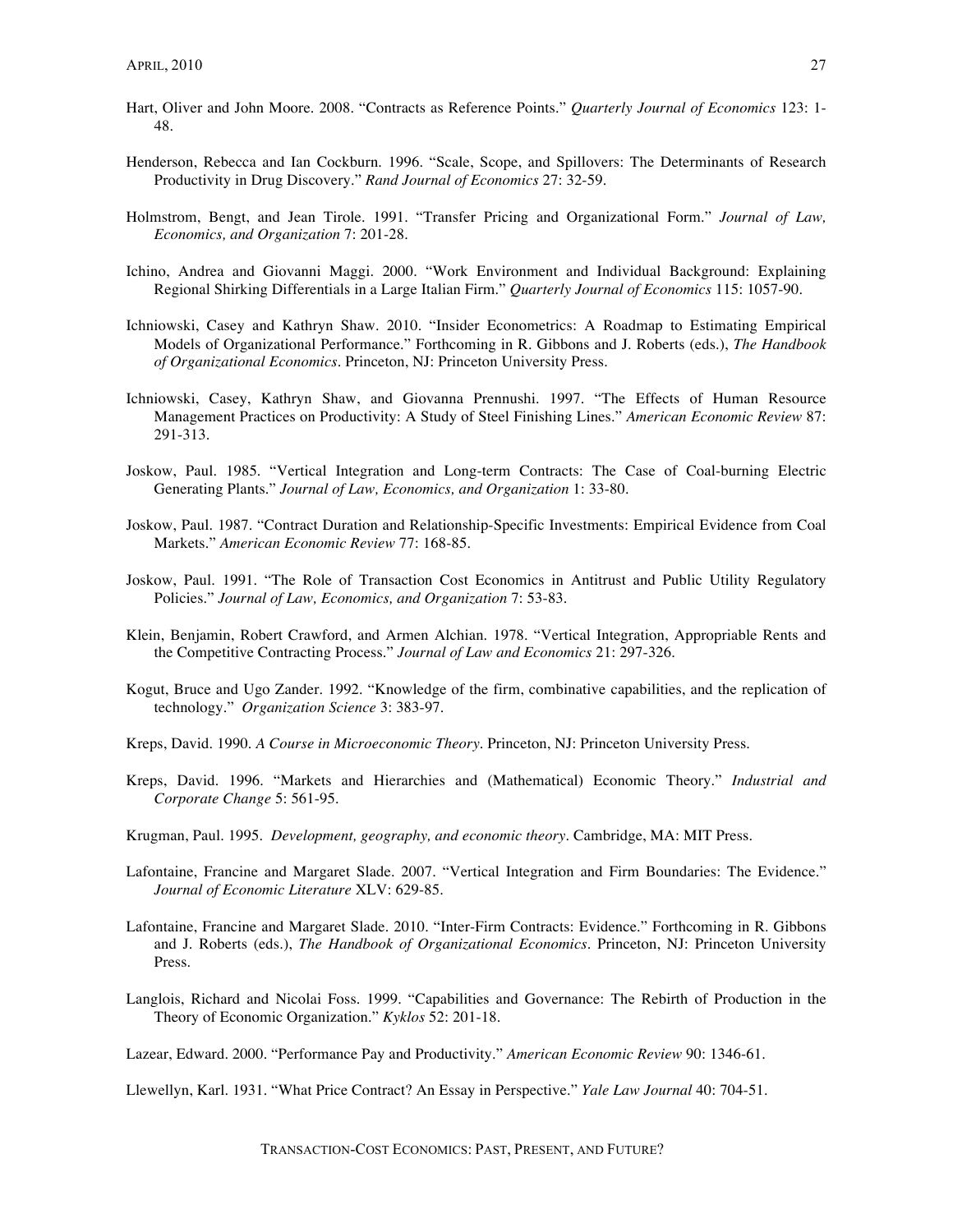Hart, Oliver and John Moore. 2008. "Contracts as Reference Points." *Quarterly Journal of Economics* 123: 1-48.

Henderson, Rebecca and Ian Cockburn. 1996. "Scale, Scope, and Spillovers: The Determinants of Research Productivity in Drug Discovery." *Rand Journal of Economics* 27: 32-59.

Holmstrom, Bengt, and Jean Tirole. 1991. "Transfer Pricing and Organizational Form." *Journal of Law, Economics, and Organization* 7: 201-28.

Ichino, Andrea and Giovanni Maggi. 2000. "Work Environment and Individual Background: Explaining Regional Shirking Differentials in a Large Italian Firm." *Quarterly Journal of Economics* 115: 1057-90.

Ichniowski, Casey and Kathryn Shaw. 2010. "Insider Econometrics: A Roadmap to Estimating Empirical Models of Organizational Performance." Forthcoming in R. Gibbons and J. Roberts (eds.), *The Handbook of Organizational Economics*. Princeton, NJ: Princeton University Press.

Ichniowski, Casey, Kathryn Shaw, and Giovanna Prennushi. 1997. "The Effects of Human Resource Management Practices on Productivity: A Study of Steel Finishing Lines." *American Economic Review* 87: 291-313.

Joskow, Paul. 1985. "Vertical Integration and Long-term Contracts: The Case of Coal-burning Electric Generating Plants." *Journal of Law, Economics, and Organization* 1: 33-80.

Joskow, Paul. 1987. "Contract Duration and Relationship-Specific Investments: Empirical Evidence from Coal Markets." *American Economic Review* 77: 168-85.

Joskow, Paul. 1991. "The Role of Transaction Cost Economics in Antitrust and Public Utility Regulatory Policies." *Journal of Law, Economics, and Organization* 7: 53-83.

Klein, Benjamin, Robert Crawford, and Armen Alchian. 1978. "Vertical Integration, Appropriable Rents and the Competitive Contracting Process." *Journal of Law and Economics* 21: 297-326.

Kogut, Bruce and Ugo Zander. 1992. "Knowledge of the firm, combinative capabilities, and the replication of technology." *Organization Science* 3: 383-97.

Kreps, David. 1990. *A Course in Microeconomic Theory*. Princeton, NJ: Princeton University Press.

Kreps, David. 1996. "Markets and Hierarchies and (Mathematical) Economic Theory." *Industrial and Corporate Change* 5: 561-95.

Krugman, Paul. 1995. *Development, geography, and economic theory*. Cambridge, MA: MIT Press.

Lafontaine, Francine and Margaret Slade. 2007. "Vertical Integration and Firm Boundaries: The Evidence." *Journal of Economic Literature* XLV: 629-85.

Lafontaine, Francine and Margaret Slade. 2010. "Inter-Firm Contracts: Evidence." Forthcoming in R. Gibbons and J. Roberts (eds.), *The Handbook of Organizational Economics*. Princeton, NJ: Princeton University Press.

Langlois, Richard and Nicolai Foss. 1999. "Capabilities and Governance: The Rebirth of Production in the Theory of Economic Organization." *Kyklos* 52: 201-18.

Lazear, Edward. 2000. "Performance Pay and Productivity." *American Economic Review* 90: 1346-61.

Llewellyn, Karl. 1931. "What Price Contract? An Essay in Perspective." *Yale Law Journal* 40: 704-51.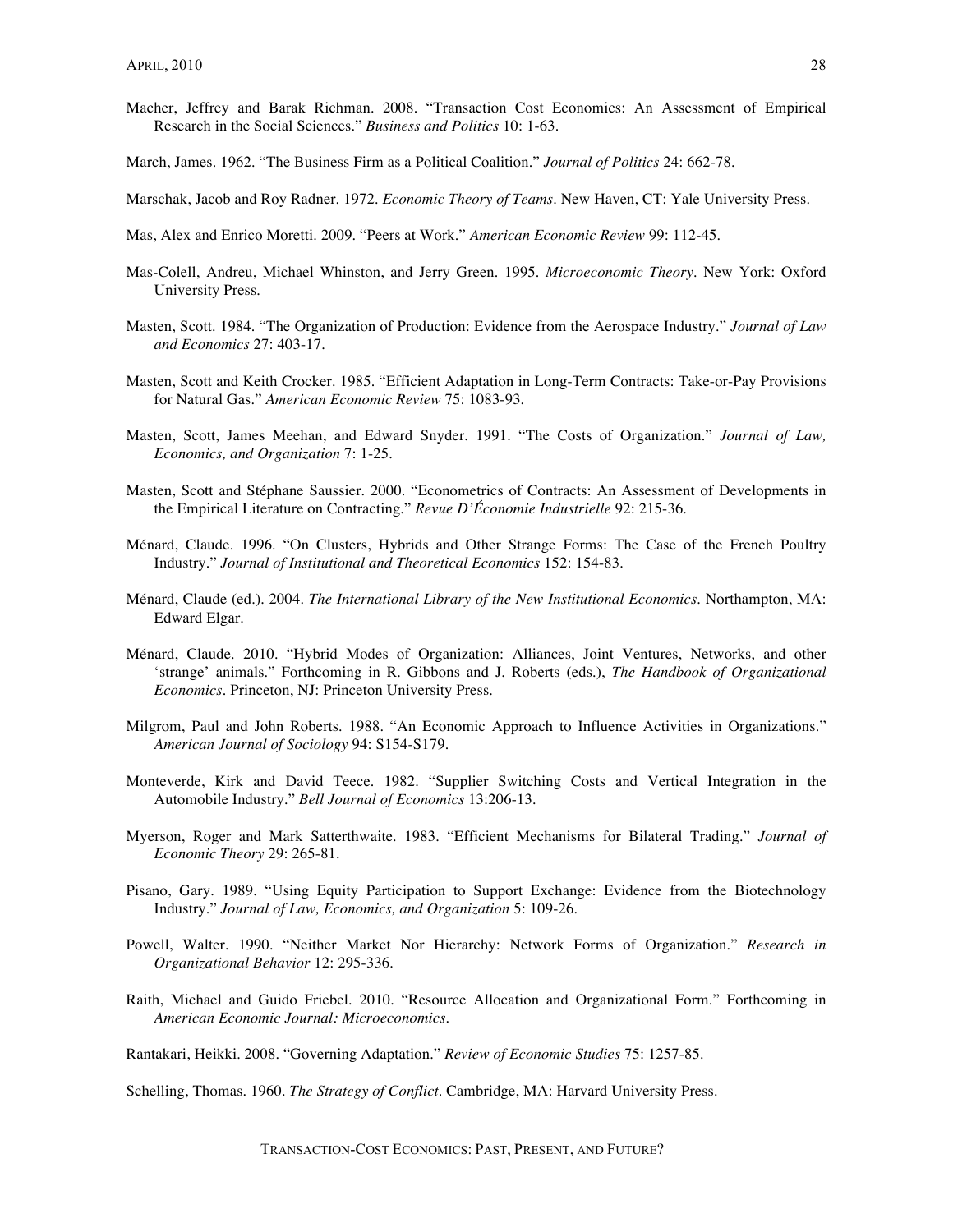Macher, Jeffrey and Barak Richman. 2008. "Transaction Cost Economics: An Assessment of Empirical Research in the Social Sciences." *Business and Politics* 10: 1-63.

March, James. 1962. "The Business Firm as a Political Coalition." *Journal of Politics* 24: 662-78.

Marschak, Jacob and Roy Radner. 1972. *Economic Theory of Teams*. New Haven, CT: Yale University Press.

Mas, Alex and Enrico Moretti. 2009. "Peers at Work." *American Economic Review* 99: 112-45.

Mas-Colell, Andreu, Michael Whinston, and Jerry Green. 1995. *Microeconomic Theory*. New York: Oxford University Press.

Masten, Scott. 1984. "The Organization of Production: Evidence from the Aerospace Industry." *Journal of Law and Economics* 27: 403-17.

Masten, Scott and Keith Crocker. 1985. "Efficient Adaptation in Long-Term Contracts: Take-or-Pay Provisions for Natural Gas." *American Economic Review* 75: 1083-93.

Masten, Scott, James Meehan, and Edward Snyder. 1991. "The Costs of Organization." *Journal of Law, Economics, and Organization* 7: 1-25.

Masten, Scott and Stéphane Saussier. 2000. "Econometrics of Contracts: An Assessment of Developments in the Empirical Literature on Contracting." *Revue D'Économie Industrielle* 92: 215-36.

Ménard, Claude. 1996. "On Clusters, Hybrids and Other Strange Forms: The Case of the French Poultry Industry." *Journal of Institutional and Theoretical Economics* 152: 154-83.

Ménard, Claude (ed.). 2004. *The International Library of the New Institutional Economics*. Northampton, MA: Edward Elgar.

Ménard, Claude. 2010. "Hybrid Modes of Organization: Alliances, Joint Ventures, Networks, and other 'strange' animals." Forthcoming in R. Gibbons and J. Roberts (eds.), *The Handbook of Organizational Economics*. Princeton, NJ: Princeton University Press.

Milgrom, Paul and John Roberts. 1988. "An Economic Approach to Influence Activities in Organizations." *American Journal of Sociology* 94: S154-S179.

Monteverde, Kirk and David Teece. 1982. "Supplier Switching Costs and Vertical Integration in the Automobile Industry." *Bell Journal of Economics* 13:206-13.

Myerson, Roger and Mark Satterthwaite. 1983. "Efficient Mechanisms for Bilateral Trading." *Journal of Economic Theory* 29: 265-81.

Pisano, Gary. 1989. "Using Equity Participation to Support Exchange: Evidence from the Biotechnology Industry." *Journal of Law, Economics, and Organization* 5: 109-26.

Powell, Walter. 1990. "Neither Market Nor Hierarchy: Network Forms of Organization." *Research in Organizational Behavior* 12: 295-336.

Raith, Michael and Guido Friebel. 2010. "Resource Allocation and Organizational Form." Forthcoming in *American Economic Journal: Microeconomics*.

Rantakari, Heikki. 2008. "Governing Adaptation." *Review of Economic Studies* 75: 1257-85.

Schelling, Thomas. 1960. *The Strategy of Conflict*. Cambridge, MA: Harvard University Press.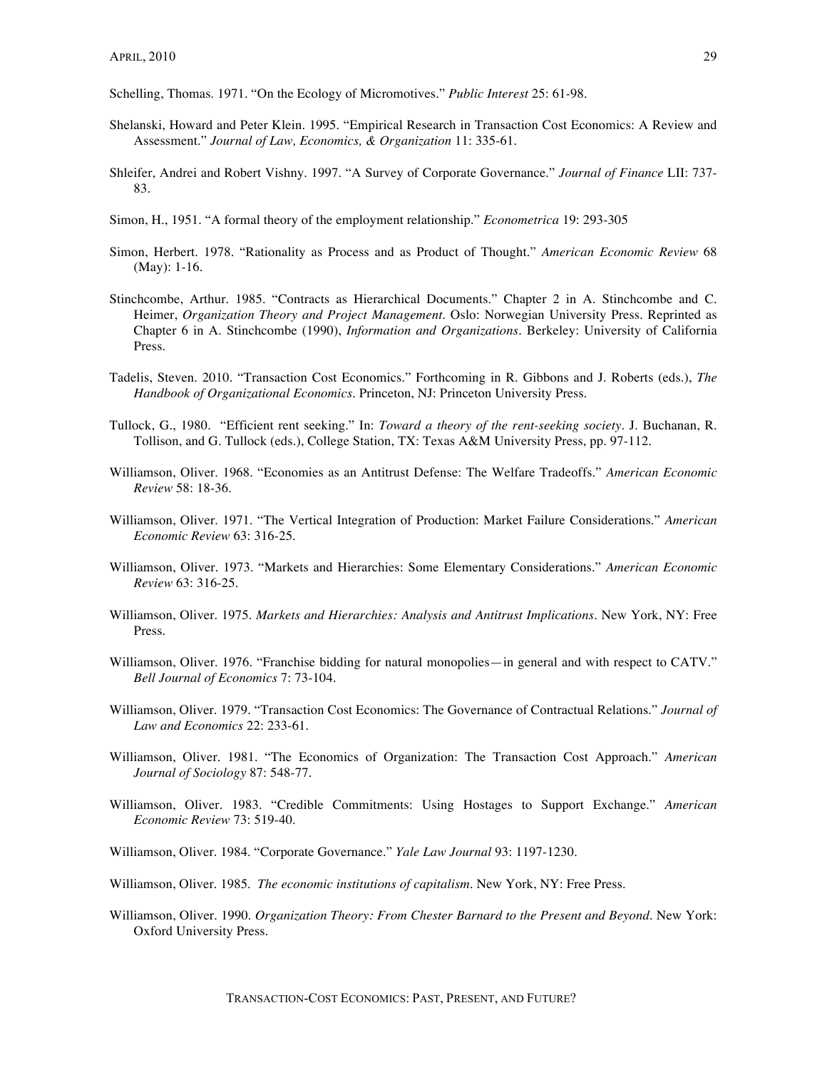Schelling, Thomas. 1971. "On the Ecology of Micromotives." *Public Interest* 25: 61-98.

Shelanski, Howard and Peter Klein. 1995. "Empirical Research in Transaction Cost Economics: A Review and Assessment." *Journal of Law, Economics, & Organization* 11: 335-61.

Shleifer, Andrei and Robert Vishny. 1997. "A Survey of Corporate Governance." *Journal of Finance* LII: 737-83.

Simon, H., 1951. "A formal theory of the employment relationship." *Econometrica* 19: 293-305

Simon, Herbert. 1978. "Rationality as Process and as Product of Thought." *American Economic Review* 68 (May): 1-16.

Stinchcombe, Arthur. 1985. "Contracts as Hierarchical Documents." Chapter 2 in A. Stinchcombe and C. Heimer, *Organization Theory and Project Management*. Oslo: Norwegian University Press. Reprinted as Chapter 6 in A. Stinchcombe (1990), *Information and Organizations*. Berkeley: University of California Press.

Tadelis, Steven. 2010. "Transaction Cost Economics." Forthcoming in R. Gibbons and J. Roberts (eds.), *The Handbook of Organizational Economics*. Princeton, NJ: Princeton University Press.

Tullock, G., 1980. "Efficient rent seeking." In: *Toward a theory of the rent-seeking society*. J. Buchanan, R. Tollison, and G. Tullock (eds.), College Station, TX: Texas A&M University Press, pp. 97-112.

Williamson, Oliver. 1968. "Economies as an Antitrust Defense: The Welfare Tradeoffs." *American Economic Review* 58: 18-36.

Williamson, Oliver. 1971. "The Vertical Integration of Production: Market Failure Considerations." *American Economic Review* 63: 316-25.

Williamson, Oliver. 1973. "Markets and Hierarchies: Some Elementary Considerations." *American Economic Review* 63: 316-25.

Williamson, Oliver. 1975. *Markets and Hierarchies: Analysis and Antitrust Implications*. New York, NY: Free Press.

Williamson, Oliver. 1976. "Franchise bidding for natural monopolies—in general and with respect to CATV." *Bell Journal of Economics* 7: 73-104.

Williamson, Oliver. 1979. "Transaction Cost Economics: The Governance of Contractual Relations." *Journal of Law and Economics* 22: 233-61.

Williamson, Oliver. 1981. "The Economics of Organization: The Transaction Cost Approach." *American Journal of Sociology* 87: 548-77.

Williamson, Oliver. 1983. "Credible Commitments: Using Hostages to Support Exchange." *American Economic Review* 73: 519-40.

Williamson, Oliver. 1984. "Corporate Governance." *Yale Law Journal* 93: 1197-1230.

Williamson, Oliver. 1985. *The economic institutions of capitalism*. New York, NY: Free Press.

Williamson, Oliver. 1990. *Organization Theory: From Chester Barnard to the Present and Beyond*. New York: Oxford University Press.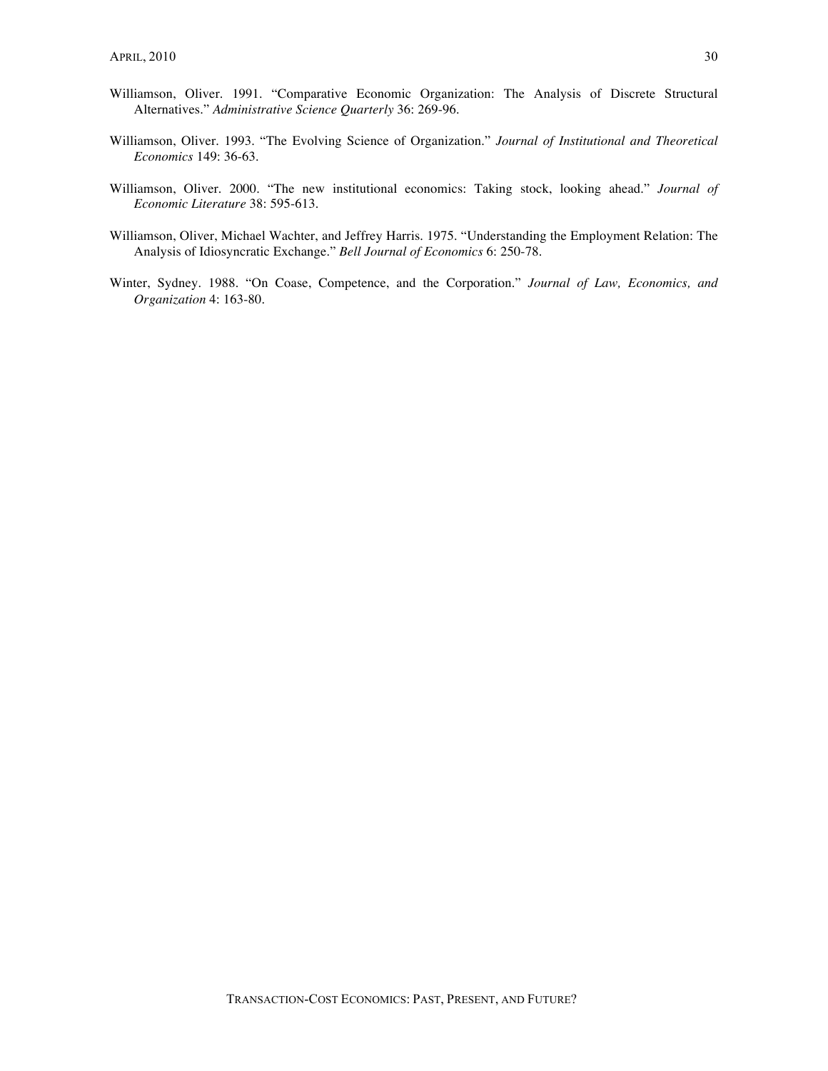Williamson, Oliver. 1991. "Comparative Economic Organization: The Analysis of Discrete Structural Alternatives." *Administrative Science Quarterly* 36: 269-96.

Williamson, Oliver. 1993. "The Evolving Science of Organization." *Journal of Institutional and Theoretical Economics* 149: 36-63.

Williamson, Oliver. 2000. "The new institutional economics: Taking stock, looking ahead." *Journal of Economic Literature* 38: 595-613.

Williamson, Oliver, Michael Wachter, and Jeffrey Harris. 1975. "Understanding the Employment Relation: The Analysis of Idiosyncratic Exchange." *Bell Journal of Economics* 6: 250-78.

Winter, Sydney. 1988. "On Coase, Competence, and the Corporation." *Journal of Law, Economics, and Organization* 4: 163-80.